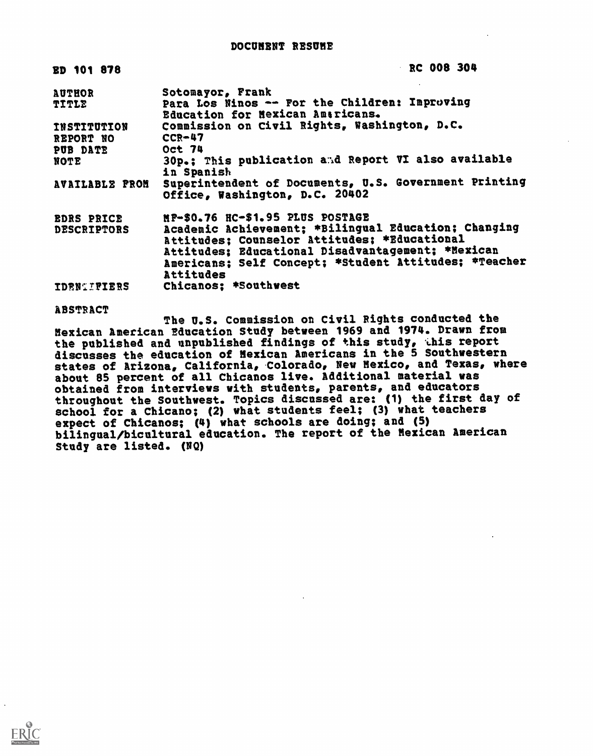# DOCUMENT RESUME

| ED 101 878 | RC 008 304 |
|---|---|
| AUTHOR | Sotomayor, Frank |
| TITLE | Para Los Ninos -- For the Children: Improving Education for Mexican Americans. |
| INSTITUTION | Commission on Civil Rights, Washington, D.C. |
| REPORT NO | CCR-47 |
| PUB DATE | Oct 74 |
| NOTE | 30p.; This publication and Report VI also available in Spanish |
| AVAILABLE FROM | Superintendent of Documents, U.S. Government Printing Office, Washington, D.C. 20402 |
| EDRS PRICE | MF-$0.76 HC-$1.95 PLUS POSTAGE |
| DESCRIPTORS | Academic Achievement; *Bilingual Education; Changing Attitudes; Counselor Attitudes; *Educational Attitudes; Educational Disadvantagement; *Mexican Americans; Self Concept; *Student Attitudes; *Teacher Attitudes |
| IDENTIFIERS | Chicanos; *Southwest |

ABSTRACT

The U.S. Commission on Civil Rights conducted the Mexican American Education Study between 1969 and 1974. Drawn from the published and unpublished findings of this study, this report discusses the education of Mexican Americans in the 5 Southwestern states of Arizona, California, Colorado, New Mexico, and Texas, where about 85 percent of all Chicanos live. Additional material was obtained from interviews with students, parents, and educators throughout the Southwest. Topics discussed are: (1) the first day of school for a Chicano; (2) what students feel; (3) what teachers expect of Chicanos; (4) what schools are doing; and (5) bilingual/bicultural education. The report of the Mexican American Study are listed. (NQ)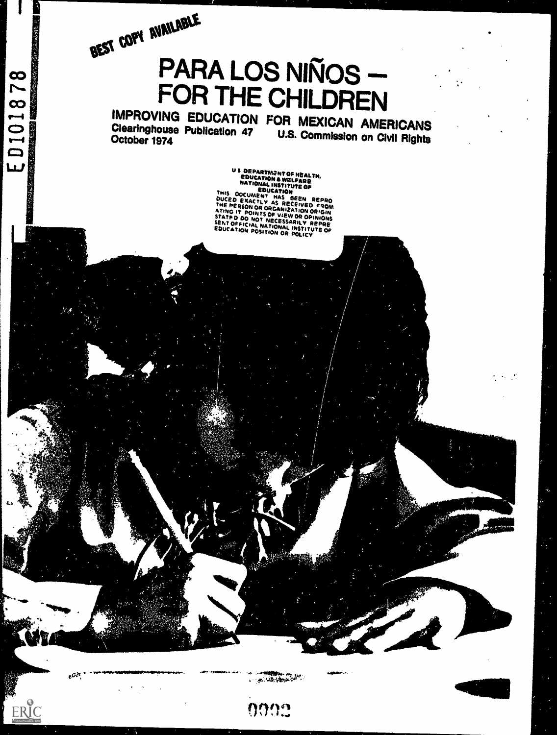BEST COPY AVAILABLE

# PARA LOS NIÑOS — FOR THE CHILDREN

## IMPROVING EDUCATION FOR MEXICAN AMERICANS

Clearinghouse Publication 47
October 1974

U.S. Commission on Civil Rights

U S DEPARTMENT OF HEALTH, EDUCATION & WELFARE
NATIONAL INSTITUTE OF EDUCATION
THIS DOCUMENT HAS BEEN REPRODUCED EXACTLY AS RECEIVED FROM THE PERSON OR ORGANIZATION ORIGINATING IT POINTS OF VIEW OR OPINIONS STATED DO NOT NECESSARILY REPRESENT OFFICIAL NATIONAL INSTITUTE OF EDUCATION POSITION OR POLICY

ED101878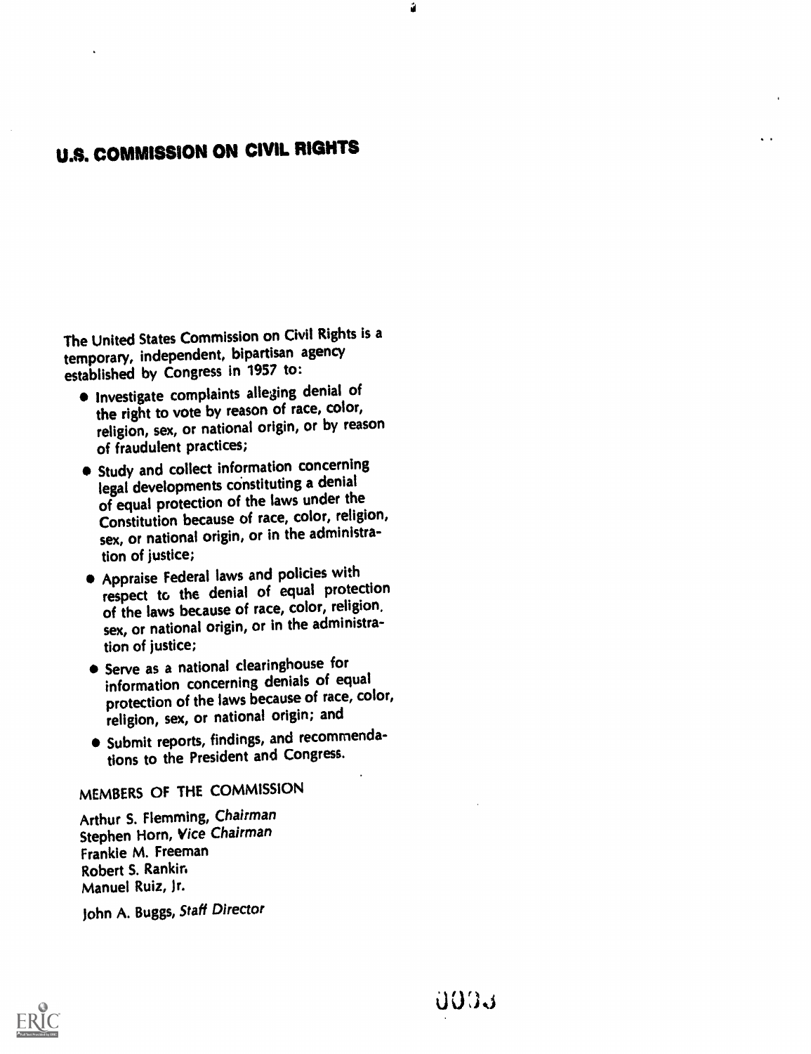# U.S. COMMISSION ON CIVIL RIGHTS

The United States Commission on Civil Rights is a temporary, independent, bipartisan agency established by Congress in 1957 to:

- Investigate complaints alleging denial of the right to vote by reason of race, color, religion, sex, or national origin, or by reason of fraudulent practices;
- Study and collect information concerning legal developments constituting a denial of equal protection of the laws under the Constitution because of race, color, religion, sex, or national origin, or in the administration of justice;
- Appraise Federal laws and policies with respect to the denial of equal protection of the laws because of race, color, religion, sex, or national origin, or in the administration of justice;
- Serve as a national clearinghouse for information concerning denials of equal protection of the laws because of race, color, religion, sex, or national origin; and
- Submit reports, findings, and recommendations to the President and Congress.

## MEMBERS OF THE COMMISSION

Arthur S. Flemming, *Chairman*
Stephen Horn, *Vice Chairman*
Frankie M. Freeman
Robert S. Rankin
Manuel Ruiz, Jr.

John A. Buggs, *Staff Director*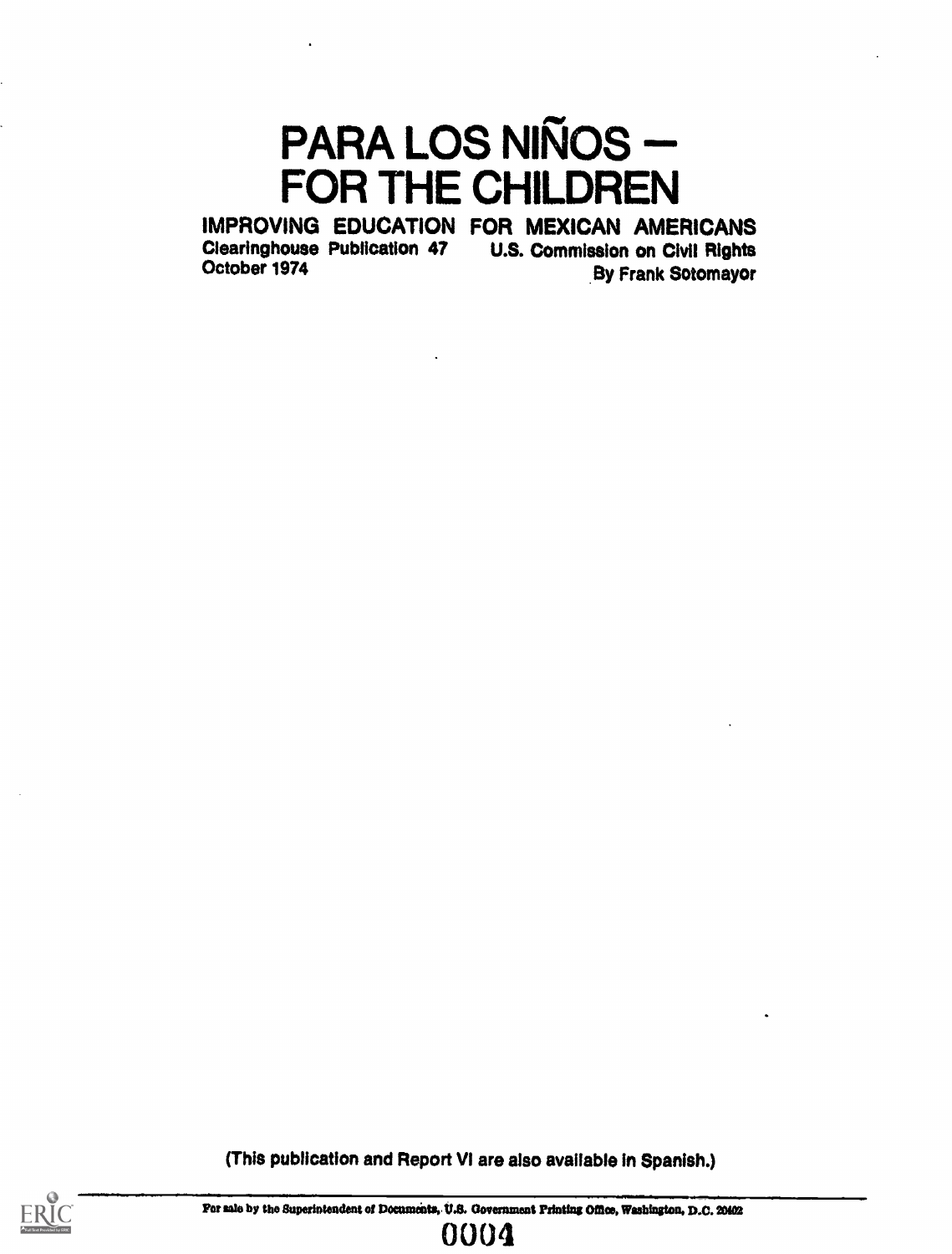# PARA LOS NIÑOS — FOR THE CHILDREN

## IMPROVING EDUCATION FOR MEXICAN AMERICANS

Clearinghouse Publication 47  
October 1974

U.S. Commission on Civil Rights  
By Frank Sotomayor

(This publication and Report VI are also available in Spanish.)

For sale by the Superintendent of Documents, U.S. Government Printing Office, Washington, D.C. 20402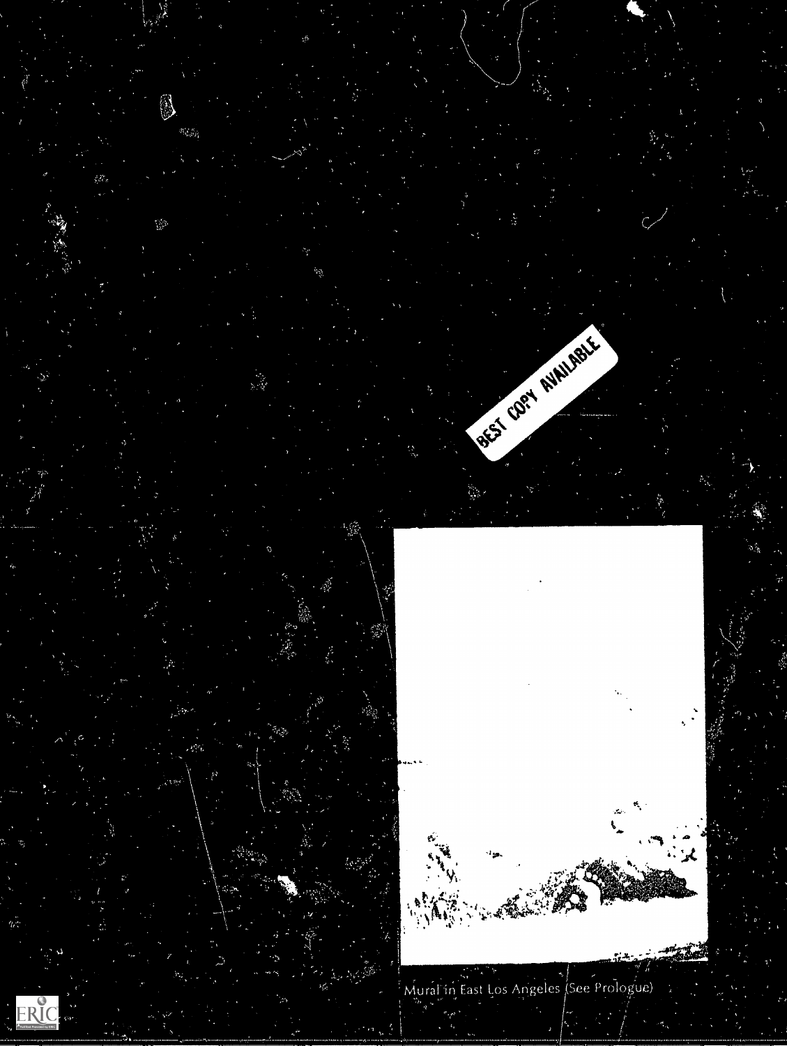BEST COPY AVAILABLE

Mural in East Los Angeles (See Prologue)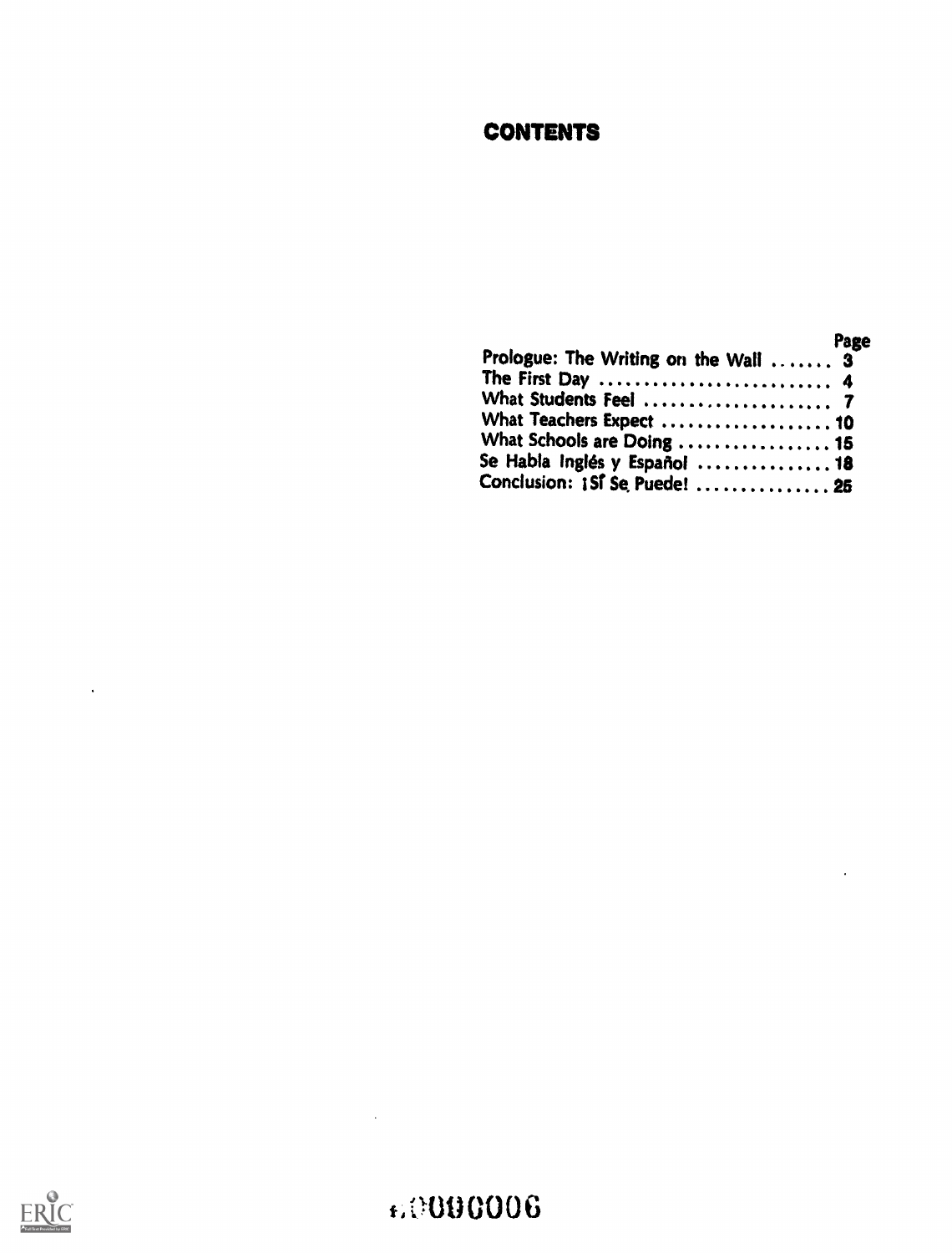# CONTENTS

| | Page |
|---|---|
| Prologue: The Writing on the Wall | 3 |
| The First Day | 4 |
| What Students Feel | 7 |
| What Teachers Expect | 10 |
| What Schools are Doing | 15 |
| Se Habla Inglés y Español | 18 |
| Conclusion: ¡Sí Se Puede! | 25 |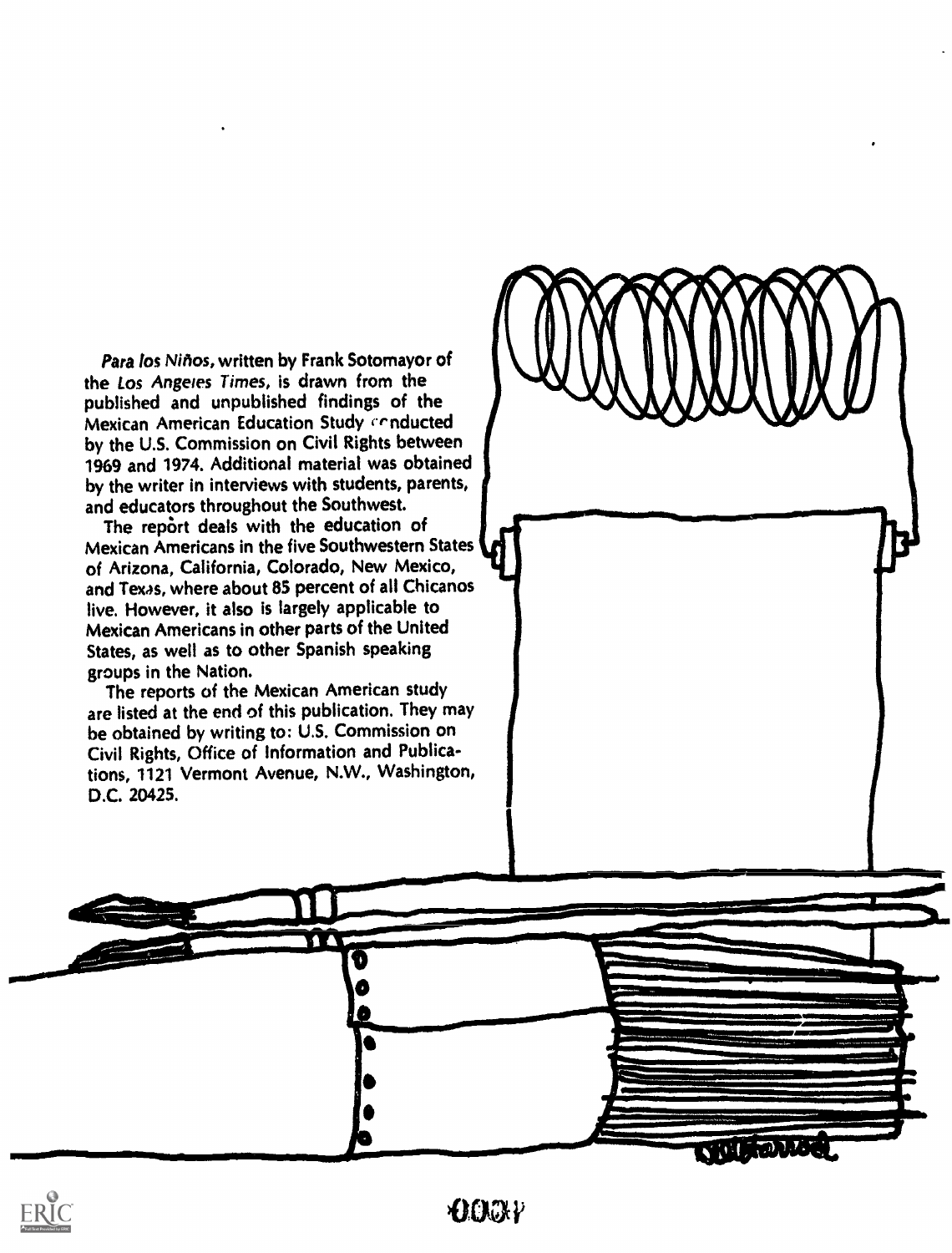*Para los Niños*, written by Frank Sotomayor of the *Los Angeles Times*, is drawn from the published and unpublished findings of the Mexican American Education Study conducted by the U.S. Commission on Civil Rights between 1969 and 1974. Additional material was obtained by the writer in interviews with students, parents, and educators throughout the Southwest.

The report deals with the education of Mexican Americans in the five Southwestern States of Arizona, California, Colorado, New Mexico, and Texas, where about 85 percent of all Chicanos live. However, it also is largely applicable to Mexican Americans in other parts of the United States, as well as to other Spanish speaking groups in the Nation.

The reports of the Mexican American study are listed at the end of this publication. They may be obtained by writing to: U.S. Commission on Civil Rights, Office of Information and Publications, 1121 Vermont Avenue, N.W., Washington, D.C. 20425.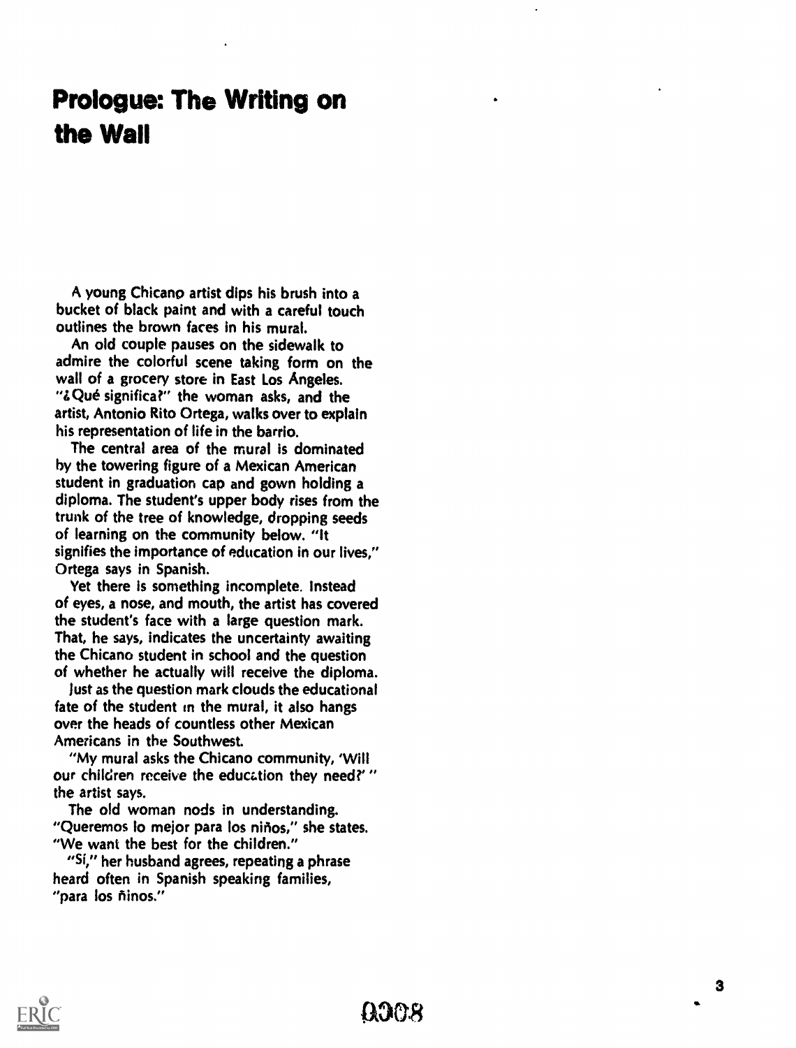# Prologue: The Writing on the Wall

A young Chicano artist dips his brush into a bucket of black paint and with a careful touch outlines the brown faces in his mural.

An old couple pauses on the sidewalk to admire the colorful scene taking form on the wall of a grocery store in East Los Ángeles. "¿Qué significa?" the woman asks, and the artist, Antonio Rito Ortega, walks over to explain his representation of life in the barrio.

The central area of the mural is dominated by the towering figure of a Mexican American student in graduation cap and gown holding a diploma. The student's upper body rises from the trunk of the tree of knowledge, dropping seeds of learning on the community below. "It signifies the importance of education in our lives," Ortega says in Spanish.

Yet there is something incomplete. Instead of eyes, a nose, and mouth, the artist has covered the student's face with a large question mark. That, he says, indicates the uncertainty awaiting the Chicano student in school and the question of whether he actually will receive the diploma.

Just as the question mark clouds the educational fate of the student in the mural, it also hangs over the heads of countless other Mexican Americans in the Southwest.

"My mural asks the Chicano community, 'Will our children receive the education they need?' " the artist says.

The old woman nods in understanding. "Queremos lo mejor para los niños," she states. "We want the best for the children."

"Sí," her husband agrees, repeating a phrase heard often in Spanish speaking families, "para los ñinos."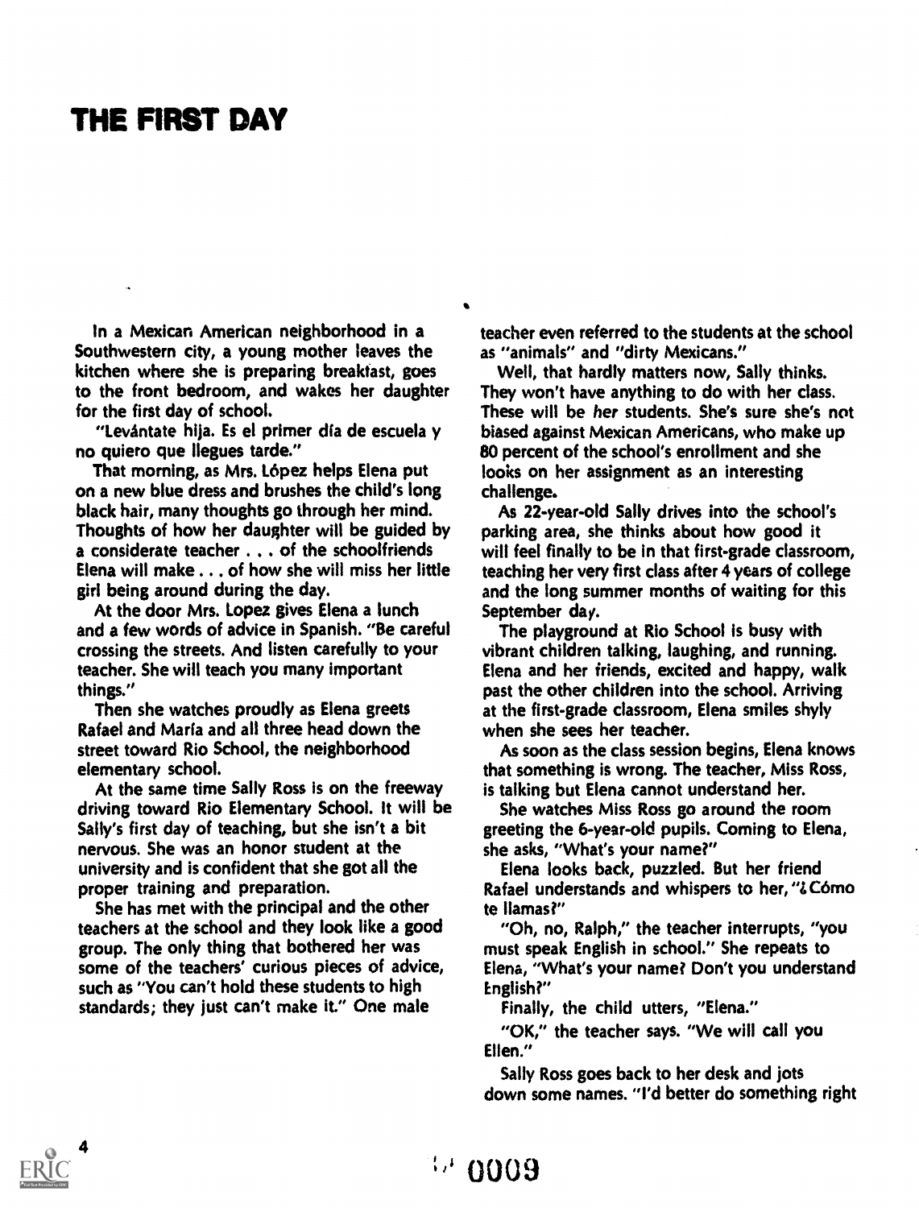# THE FIRST DAY

In a Mexican American neighborhood in a Southwestern city, a young mother leaves the kitchen where she is preparing breakfast, goes to the front bedroom, and wakes her daughter for the first day of school.

"Levántate hija. Es el primer día de escuela y no quiero que llegues tarde."

That morning, as Mrs. López helps Elena put on a new blue dress and brushes the child's long black hair, many thoughts go through her mind. Thoughts of how her daughter will be guided by a considerate teacher . . . of the schoolfriends Elena will make . . . of how she will miss her little girl being around during the day.

At the door Mrs. Lopez gives Elena a lunch and a few words of advice in Spanish. "Be careful crossing the streets. And listen carefully to your teacher. She will teach you many important things."

Then she watches proudly as Elena greets Rafael and María and all three head down the street toward Rio School, the neighborhood elementary school.

At the same time Sally Ross is on the freeway driving toward Rio Elementary School. It will be Sally's first day of teaching, but she isn't a bit nervous. She was an honor student at the university and is confident that she got all the proper training and preparation.

She has met with the principal and the other teachers at the school and they look like a good group. The only thing that bothered her was some of the teachers' curious pieces of advice, such as "You can't hold these students to high standards; they just can't make it." One male teacher even referred to the students at the school as "animals" and "dirty Mexicans."

Well, that hardly matters now, Sally thinks. They won't have anything to do with her class. These will be *her* students. She's sure she's not biased against Mexican Americans, who make up 80 percent of the school's enrollment and she looks on her assignment as an interesting challenge.

As 22-year-old Sally drives into the school's parking area, she thinks about how good it will feel finally to be in that first-grade classroom, teaching her very first class after 4 years of college and the long summer months of waiting for this September day.

The playground at Rio School is busy with vibrant children talking, laughing, and running. Elena and her friends, excited and happy, walk past the other children into the school. Arriving at the first-grade classroom, Elena smiles shyly when she sees her teacher.

As soon as the class session begins, Elena knows that something is wrong. The teacher, Miss Ross, is talking but Elena cannot understand her.

She watches Miss Ross go around the room greeting the 6-year-old pupils. Coming to Elena, she asks, "What's your name?"

Elena looks back, puzzled. But her friend Rafael understands and whispers to her, "¿Cómo te llamas?"

"Oh, no, Ralph," the teacher interrupts, "you must speak English in school." She repeats to Elena, "What's your name? Don't you understand English?"

Finally, the child utters, "Elena."

"OK," the teacher says. "We will call you Ellen."

Sally Ross goes back to her desk and jots down some names. "I'd better do something right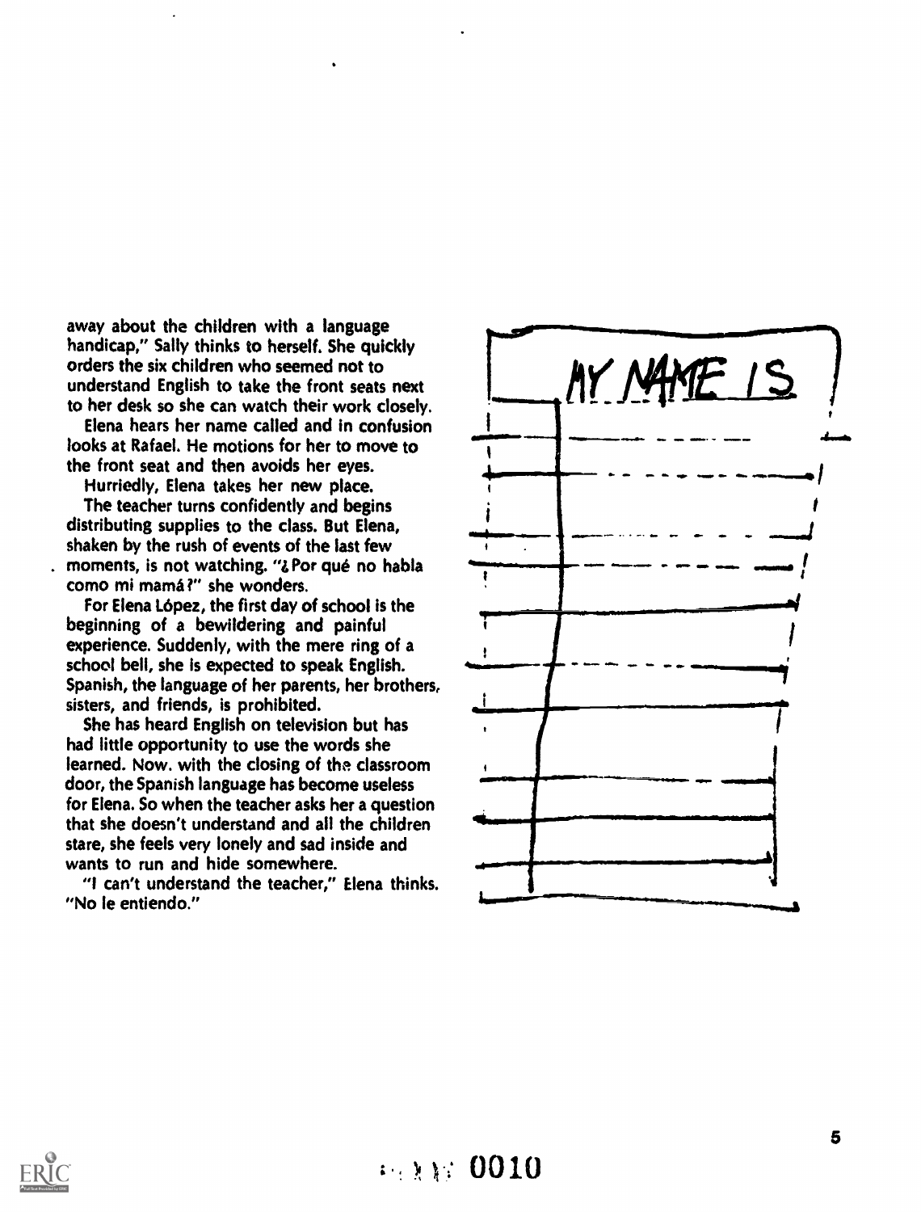away about the children with a language handicap," Sally thinks to herself. She quickly orders the six children who seemed not to understand English to take the front seats next to her desk so she can watch their work closely.

Elena hears her name called and in confusion looks at Rafael. He motions for her to move to the front seat and then avoids her eyes.

Hurriedly, Elena takes her new place.

The teacher turns confidently and begins distributing supplies to the class. But Elena, shaken by the rush of events of the last few moments, is not watching. "¿Por qué no habla como mi mamá?" she wonders.

For Elena López, the first day of school is the beginning of a bewildering and painful experience. Suddenly, with the mere ring of a school bell, she is expected to speak English. Spanish, the language of her parents, her brothers, sisters, and friends, is prohibited.

She has heard English on television but has had little opportunity to use the words she learned. Now, with the closing of the classroom door, the Spanish language has become useless for Elena. So when the teacher asks her a question that she doesn't understand and all the children stare, she feels very lonely and sad inside and wants to run and hide somewhere.

"I can't understand the teacher," Elena thinks. "No le entiendo."

MY NAME IS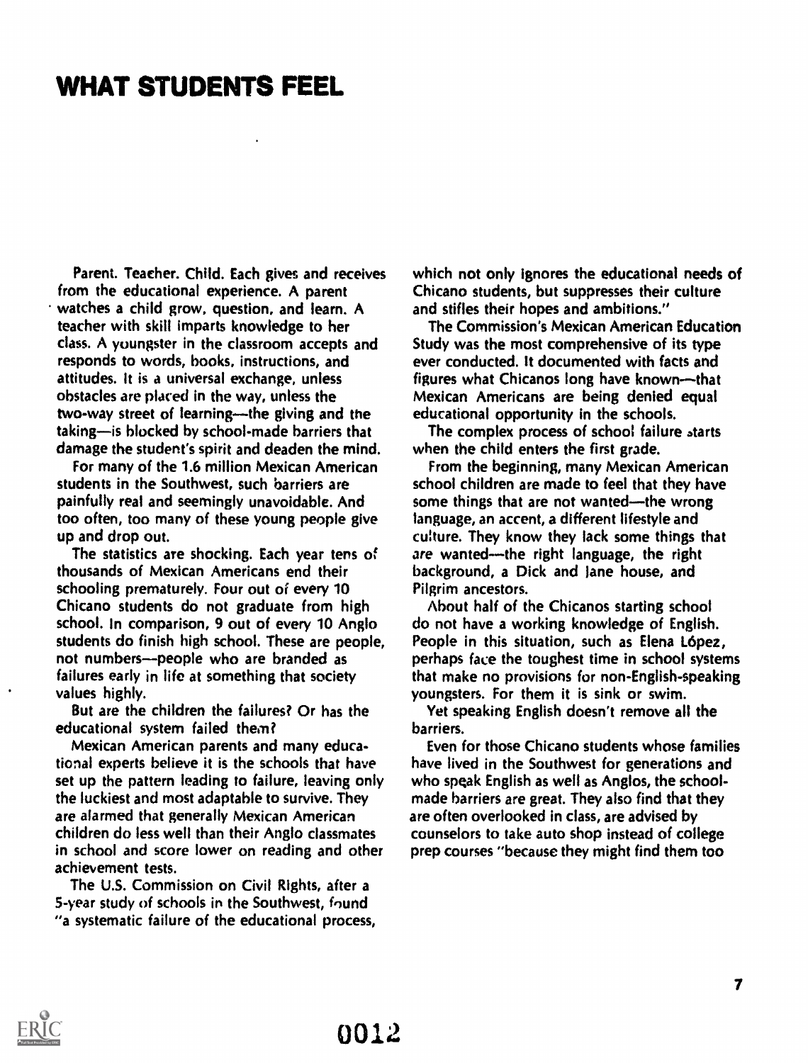# WHAT STUDENTS FEEL

Parent. Teacher. Child. Each gives and receives from the educational experience. A parent watches a child grow, question, and learn. A teacher with skill imparts knowledge to her class. A youngster in the classroom accepts and responds to words, books, instructions, and attitudes. It is a universal exchange, unless obstacles are placed in the way, unless the two-way street of learning—the giving and the taking—is blocked by school-made barriers that damage the student's spirit and deaden the mind.

For many of the 1.6 million Mexican American students in the Southwest, such barriers are painfully real and seemingly unavoidable. And too often, too many of these young people give up and drop out.

The statistics are shocking. Each year tens of thousands of Mexican Americans end their schooling prematurely. Four out of every 10 Chicano students do not graduate from high school. In comparison, 9 out of every 10 Anglo students do finish high school. These are people, not numbers—people who are branded as failures early in life at something that society values highly.

But are the children the failures? Or has the educational system failed them?

Mexican American parents and many educational experts believe it is the schools that have set up the pattern leading to failure, leaving only the luckiest and most adaptable to survive. They are alarmed that generally Mexican American children do less well than their Anglo classmates in school and score lower on reading and other achievement tests.

The U.S. Commission on Civil Rights, after a 5-year study of schools in the Southwest, found "a systematic failure of the educational process, which not only ignores the educational needs of Chicano students, but suppresses their culture and stifles their hopes and ambitions."

The Commission's Mexican American Education Study was the most comprehensive of its type ever conducted. It documented with facts and figures what Chicanos long have known—that Mexican Americans are being denied equal educational opportunity in the schools.

The complex process of school failure starts when the child enters the first grade.

From the beginning, many Mexican American school children are made to feel that they have some things that are not wanted—the wrong language, an accent, a different lifestyle and culture. They know they lack some things that *are* wanted—the right language, the right background, a Dick and Jane house, and Pilgrim ancestors.

About half of the Chicanos starting school do not have a working knowledge of English. People in this situation, such as Elena López, perhaps face the toughest time in school systems that make no provisions for non-English-speaking youngsters. For them it is sink or swim.

Yet speaking English doesn't remove all the barriers.

Even for those Chicano students whose families have lived in the Southwest for generations and who speak English as well as Anglos, the school-made barriers are great. They also find that they are often overlooked in class, are advised by counselors to take auto shop instead of college prep courses "because they might find them too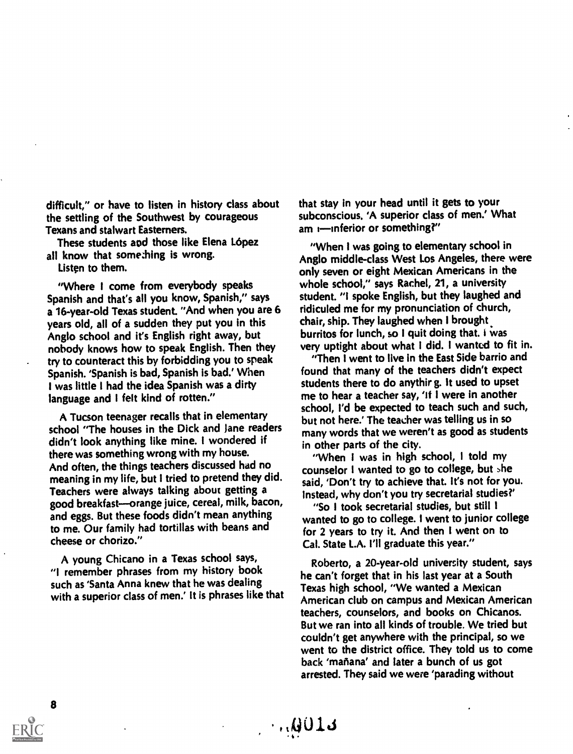difficult," or have to listen in history class about the settling of the Southwest by courageous Texans and stalwart Easterners.

These students and those like Elena López all know that something is wrong.

Listen to them.

"Where I come from everybody speaks Spanish and that's all you know, Spanish," says a 16-year-old Texas student. "And when you are 6 years old, all of a sudden they put you in this Anglo school and it's English right away, but nobody knows how to speak English. Then they try to counteract this by forbidding you to speak Spanish. 'Spanish is bad, Spanish is bad.' When I was little I had the idea Spanish was a dirty language and I felt kind of rotten."

A Tucson teenager recalls that in elementary school "The houses in the Dick and Jane readers didn't look anything like mine. I wondered if there was something wrong with my house. And often, the things teachers discussed had no meaning in my life, but I tried to pretend they did. Teachers were always talking about getting a good breakfast—orange juice, cereal, milk, bacon, and eggs. But these foods didn't mean anything to me. Our family had tortillas with beans and cheese or chorizo."

A young Chicano in a Texas school says, "I remember phrases from my history book such as 'Santa Anna knew that he was dealing with a superior class of men.' It is phrases like that that stay in your head until it gets to your subconscious. 'A superior class of men.' What am I—inferior or something?"

"When I was going to elementary school in Anglo middle-class West Los Angeles, there were only seven or eight Mexican Americans in the whole school," says Rachel, 21, a university student. "I spoke English, but they laughed and ridiculed me for my pronunciation of church, chair, ship. They laughed when I brought burritos for lunch, so I quit doing that. I was very uptight about what I did. I wanted to fit in.

"Then I went to live in the East Side barrio and found that many of the teachers didn't expect students there to do anything. It used to upset me to hear a teacher say, 'If I were in another school, I'd be expected to teach such and such, but not here.' The teacher was telling us in so many words that we weren't as good as students in other parts of the city.

"When I was in high school, I told my counselor I wanted to go to college, but she said, 'Don't try to achieve that. It's not for you. Instead, why don't you try secretarial studies?'

"So I took secretarial studies, but still I wanted to go to college. I went to junior college for 2 years to try it. And then I went on to Cal. State L.A. I'll graduate this year."

Roberto, a 20-year-old university student, says he can't forget that in his last year at a South Texas high school, "We wanted a Mexican American club on campus and Mexican American teachers, counselors, and books on Chicanos. But we ran into all kinds of trouble. We tried but couldn't get anywhere with the principal, so we went to the district office. They told us to come back 'mañana' and later a bunch of us got arrested. They said we were 'parading without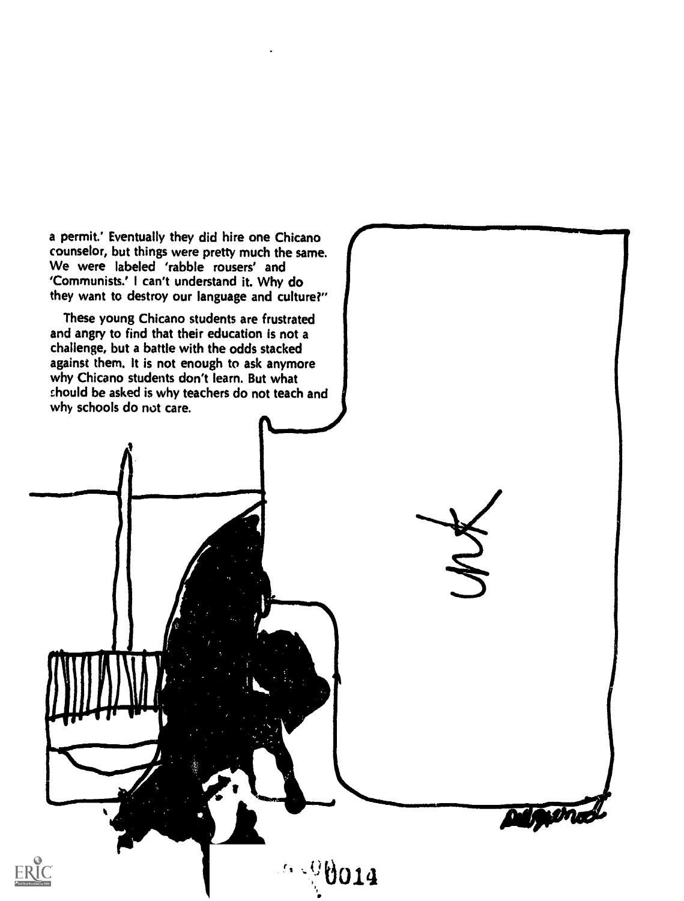a permit.' Eventually they did hire one Chicano counselor, but things were pretty much the same. We were labeled 'rabble rousers' and 'Communists.' I can't understand it. Why do they want to destroy our language and culture?"

These young Chicano students are frustrated and angry to find that their education is not a challenge, but a battle with the odds stacked against them. It is not enough to ask anymore why Chicano students don't learn. But what should be asked is why teachers do not teach and why schools do not care.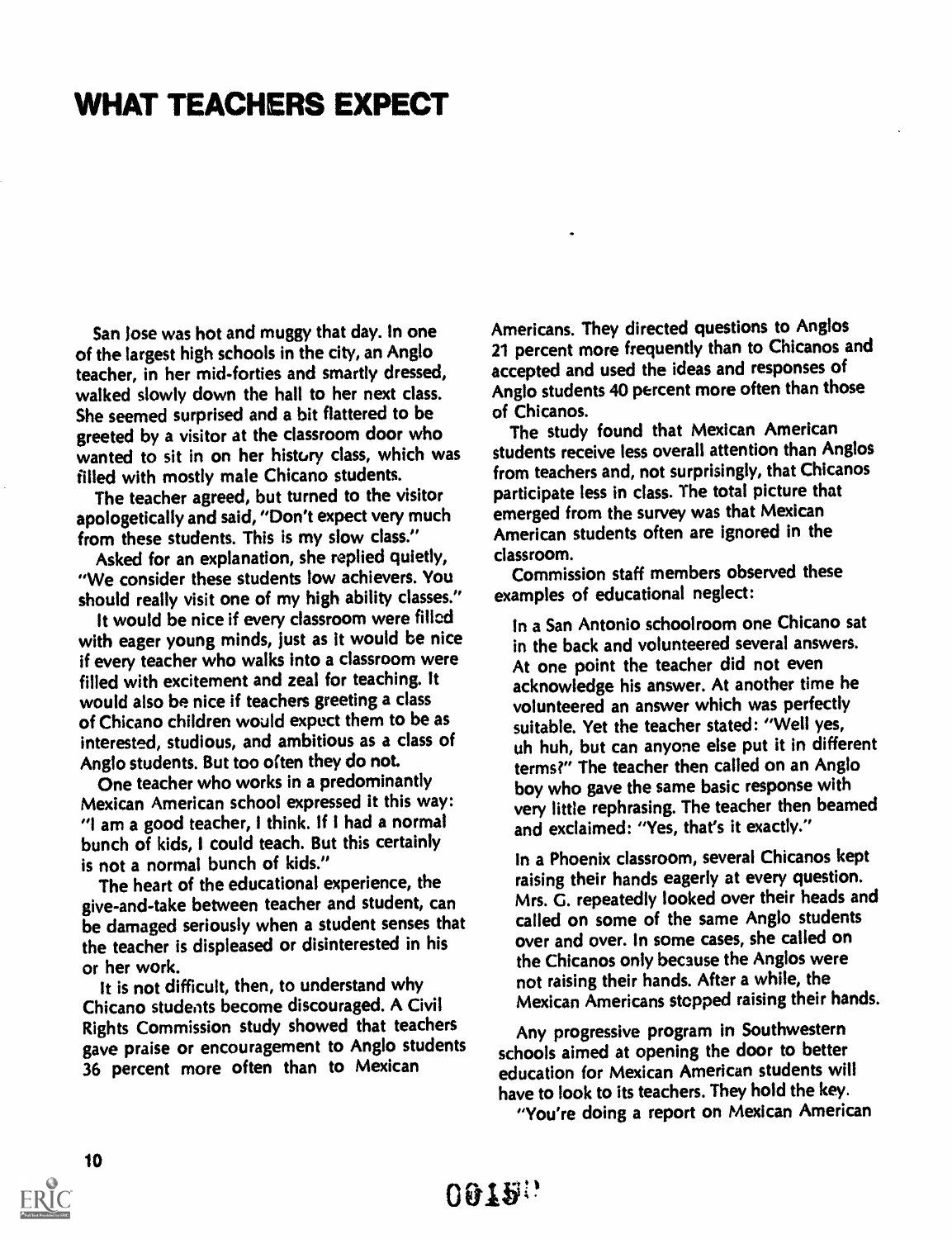# WHAT TEACHERS EXPECT

San Jose was hot and muggy that day. In one of the largest high schools in the city, an Anglo teacher, in her mid-forties and smartly dressed, walked slowly down the hall to her next class. She seemed surprised and a bit flattered to be greeted by a visitor at the classroom door who wanted to sit in on her history class, which was filled with mostly male Chicano students.

The teacher agreed, but turned to the visitor apologetically and said, "Don't expect very much from these students. This is my slow class."

Asked for an explanation, she replied quietly, "We consider these students low achievers. You should really visit one of my high ability classes."

It would be nice if every classroom were filled with eager young minds, just as it would be nice if every teacher who walks into a classroom were filled with excitement and zeal for teaching. It would also be nice if teachers greeting a class of Chicano children would expect them to be as interested, studious, and ambitious as a class of Anglo students. But too often they do not.

One teacher who works in a predominantly Mexican American school expressed it this way: "I am a good teacher, I think. If I had a normal bunch of kids, I could teach. But this certainly is not a normal bunch of kids."

The heart of the educational experience, the give-and-take between teacher and student, can be damaged seriously when a student senses that the teacher is displeased or disinterested in his or her work.

It is not difficult, then, to understand why Chicano students become discouraged. A Civil Rights Commission study showed that teachers gave praise or encouragement to Anglo students 36 percent more often than to Mexican Americans. They directed questions to Anglos 21 percent more frequently than to Chicanos and accepted and used the ideas and responses of Anglo students 40 percent more often than those of Chicanos.

The study found that Mexican American students receive less overall attention than Anglos from teachers and, not surprisingly, that Chicanos participate less in class. The total picture that emerged from the survey was that Mexican American students often are ignored in the classroom.

Commission staff members observed these examples of educational neglect:

In a San Antonio schoolroom one Chicano sat in the back and volunteered several answers. At one point the teacher did not even acknowledge his answer. At another time he volunteered an answer which was perfectly suitable. Yet the teacher stated: "Well yes, uh huh, but can anyone else put it in different terms?" The teacher then called on an Anglo boy who gave the same basic response with very little rephrasing. The teacher then beamed and exclaimed: "Yes, that's it exactly."

In a Phoenix classroom, several Chicanos kept raising their hands eagerly at every question. Mrs. G. repeatedly looked over their heads and called on some of the same Anglo students over and over. In some cases, she called on the Chicanos only because the Anglos were not raising their hands. After a while, the Mexican Americans stopped raising their hands.

Any progressive program in Southwestern schools aimed at opening the door to better education for Mexican American students will have to look to its teachers. They hold the key.

"You're doing a report on Mexican American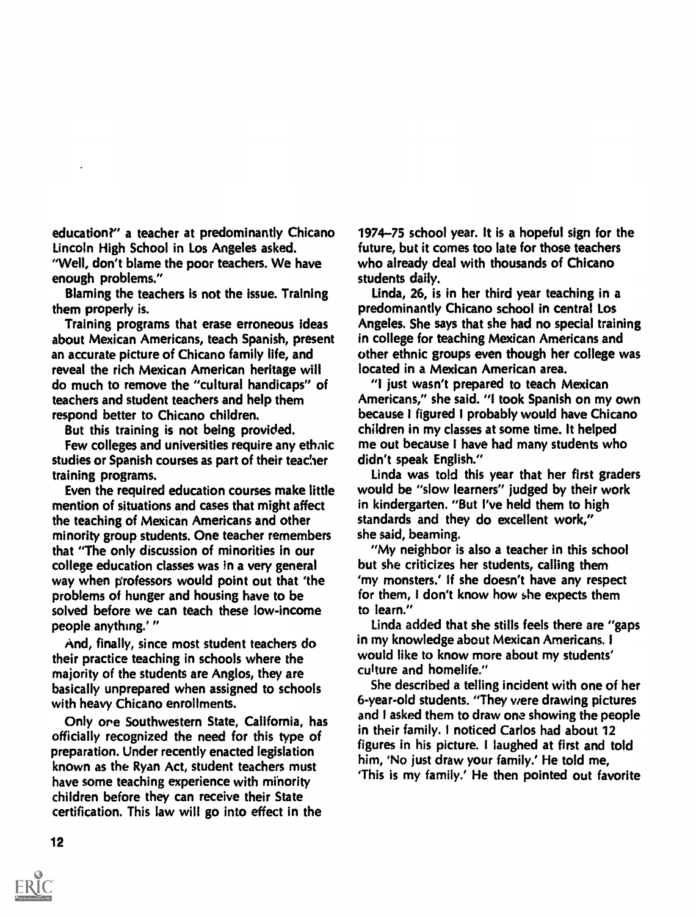education?" a teacher at predominantly Chicano Lincoln High School in Los Angeles asked. "Well, don't blame the poor teachers. We have enough problems."

Blaming the teachers is not the issue. Training them properly is.

Training programs that erase erroneous ideas about Mexican Americans, teach Spanish, present an accurate picture of Chicano family life, and reveal the rich Mexican American heritage will do much to remove the "cultural handicaps" of teachers and student teachers and help them respond better to Chicano children.

But this training is not being provided.

Few colleges and universities require any ethnic studies or Spanish courses as part of their teacher training programs.

Even the required education courses make little mention of situations and cases that might affect the teaching of Mexican Americans and other minority group students. One teacher remembers that "The only discussion of minorities in our college education classes was in a very general way when professors would point out that 'the problems of hunger and housing have to be solved before we can teach these low-income people anything.' "

And, finally, since most student teachers do their practice teaching in schools where the majority of the students are Anglos, they are basically unprepared when assigned to schools with heavy Chicano enrollments.

Only one Southwestern State, California, has officially recognized the need for this type of preparation. Under recently enacted legislation known as the Ryan Act, student teachers must have some teaching experience with minority children before they can receive their State certification. This law will go into effect in the 1974–75 school year. It is a hopeful sign for the future, but it comes too late for those teachers who already deal with thousands of Chicano students daily.

Linda, 26, is in her third year teaching in a predominantly Chicano school in central Los Angeles. She says that she had no special training in college for teaching Mexican Americans and other ethnic groups even though her college was located in a Mexican American area.

"I just wasn't prepared to teach Mexican Americans," she said. "I took Spanish on my own because I figured I probably would have Chicano children in my classes at some time. It helped me out because I have had many students who didn't speak English."

Linda was told this year that her first graders would be "slow learners" judged by their work in kindergarten. "But I've held them to high standards and they do excellent work," she said, beaming.

"My neighbor is also a teacher in this school but she criticizes her students, calling them 'my monsters.' If she doesn't have any respect for them, I don't know how she expects them to learn."

Linda added that she stills feels there are "gaps in my knowledge about Mexican Americans. I would like to know more about my students' culture and homelife."

She described a telling incident with one of her 6-year-old students. "They were drawing pictures and I asked them to draw one showing the people in their family. I noticed Carlos had about 12 figures in his picture. I laughed at first and told him, 'No just draw your family.' He told me, 'This is my family.' He then pointed out favorite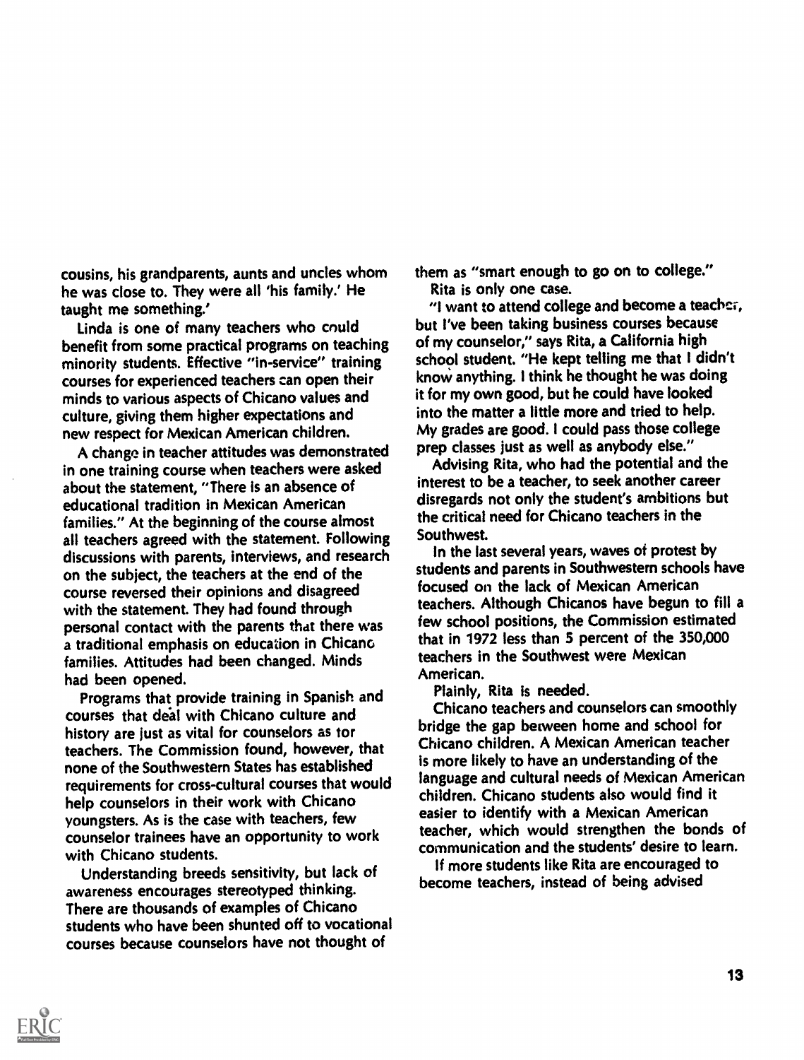cousins, his grandparents, aunts and uncles whom he was close to. They were all 'his family.' He taught me something.'

Linda is one of many teachers who could benefit from some practical programs on teaching minority students. Effective "in-service" training courses for experienced teachers can open their minds to various aspects of Chicano values and culture, giving them higher expectations and new respect for Mexican American children.

A change in teacher attitudes was demonstrated in one training course when teachers were asked about the statement, "There is an absence of educational tradition in Mexican American families." At the beginning of the course almost all teachers agreed with the statement. Following discussions with parents, interviews, and research on the subject, the teachers at the end of the course reversed their opinions and disagreed with the statement. They had found through personal contact with the parents that there was a traditional emphasis on education in Chicano families. Attitudes had been changed. Minds had been opened.

Programs that provide training in Spanish and courses that deal with Chicano culture and history are just as vital for counselors as for teachers. The Commission found, however, that none of the Southwestern States has established requirements for cross-cultural courses that would help counselors in their work with Chicano youngsters. As is the case with teachers, few counselor trainees have an opportunity to work with Chicano students.

Understanding breeds sensitivity, but lack of awareness encourages stereotyped thinking. There are thousands of examples of Chicano students who have been shunted off to vocational courses because counselors have not thought of them as "smart enough to go on to college."

Rita is only one case.

"I want to attend college and become a teacher, but I've been taking business courses because of my counselor," says Rita, a California high school student. "He kept telling me that I didn't know anything. I think he thought he was doing it for my own good, but he could have looked into the matter a little more and tried to help. My grades are good. I could pass those college prep classes just as well as anybody else."

Advising Rita, who had the potential and the interest to be a teacher, to seek another career disregards not only the student's ambitions but the critical need for Chicano teachers in the Southwest.

In the last several years, waves of protest by students and parents in Southwestern schools have focused on the lack of Mexican American teachers. Although Chicanos have begun to fill a few school positions, the Commission estimated that in 1972 less than 5 percent of the 350,000 teachers in the Southwest were Mexican American.

Plainly, Rita is needed.

Chicano teachers and counselors can smoothly bridge the gap between home and school for Chicano children. A Mexican American teacher is more likely to have an understanding of the language and cultural needs of Mexican American children. Chicano students also would find it easier to identify with a Mexican American teacher, which would strengthen the bonds of communication and the students' desire to learn.

If more students like Rita are encouraged to become teachers, instead of being advised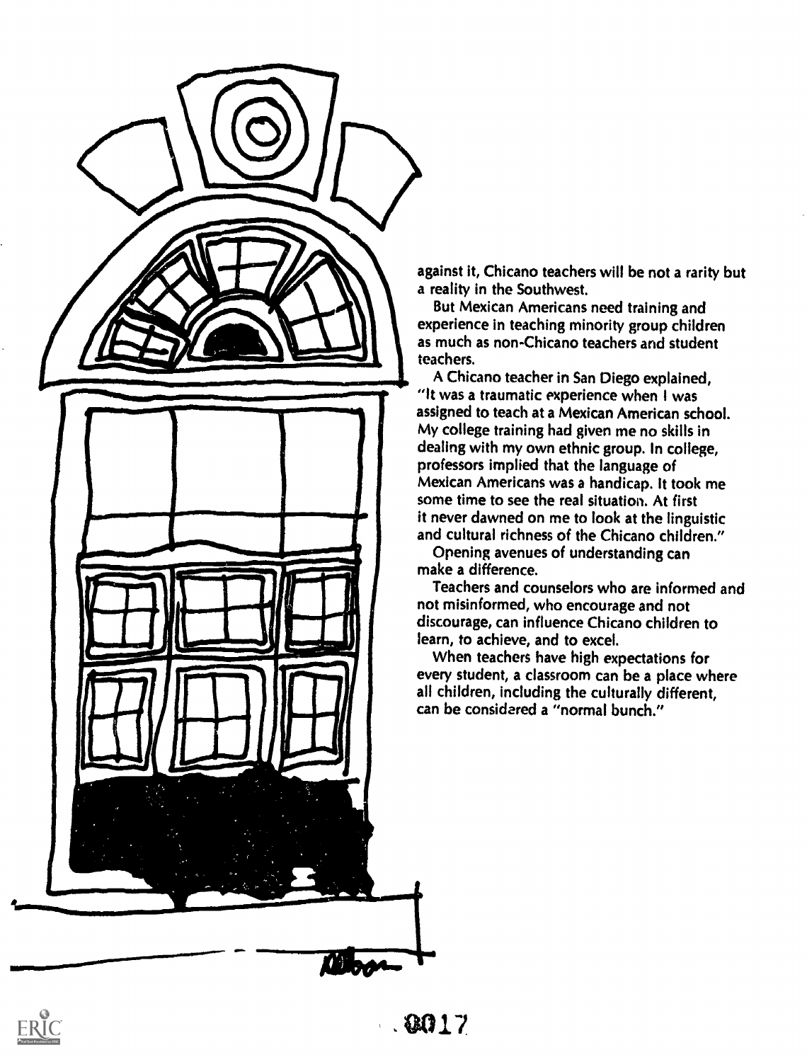against it, Chicano teachers will be not a rarity but a reality in the Southwest.

But Mexican Americans need training and experience in teaching minority group children as much as non-Chicano teachers and student teachers.

A Chicano teacher in San Diego explained, "It was a traumatic experience when I was assigned to teach at a Mexican American school. My college training had given me no skills in dealing with my own ethnic group. In college, professors implied that the language of Mexican Americans was a handicap. It took me some time to see the real situation. At first it never dawned on me to look at the linguistic and cultural richness of the Chicano children."

Opening avenues of understanding can make a difference.

Teachers and counselors who are informed and not misinformed, who encourage and not discourage, can influence Chicano children to learn, to achieve, and to excel.

When teachers have high expectations for every student, a classroom can be a place where all children, including the culturally different, can be considered a "normal bunch."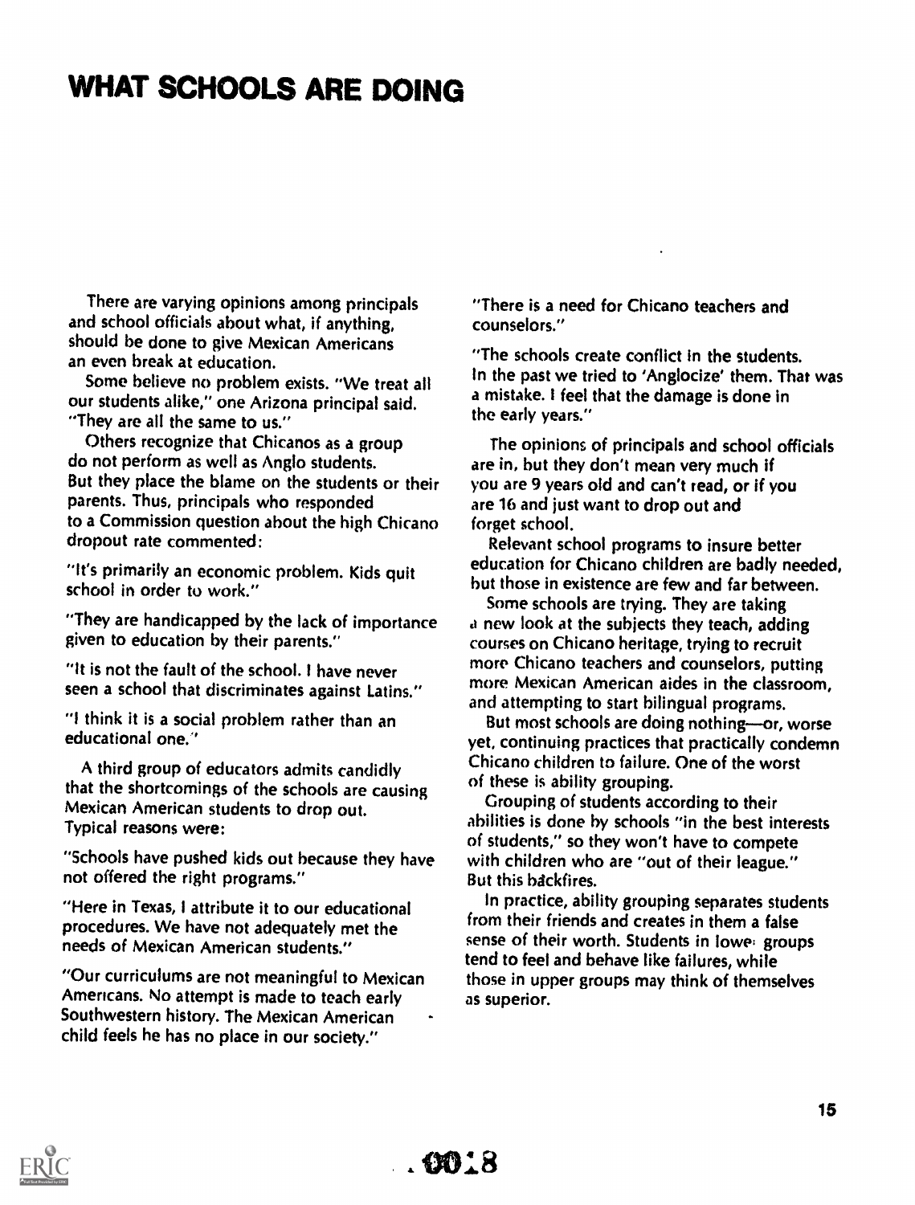# WHAT SCHOOLS ARE DOING

There are varying opinions among principals and school officials about what, if anything, should be done to give Mexican Americans an even break at education.

Some believe no problem exists. "We treat all our students alike," one Arizona principal said. "They are all the same to us."

Others recognize that Chicanos as a group do not perform as well as Anglo students. But they place the blame on the students or their parents. Thus, principals who responded to a Commission question about the high Chicano dropout rate commented:

"It's primarily an economic problem. Kids quit school in order to work."

"They are handicapped by the lack of importance given to education by their parents."

"It is not the fault of the school. I have never seen a school that discriminates against Latins."

"I think it is a social problem rather than an educational one."

A third group of educators admits candidly that the shortcomings of the schools are causing Mexican American students to drop out. Typical reasons were:

"Schools have pushed kids out because they have not offered the right programs."

"Here in Texas, I attribute it to our educational procedures. We have not adequately met the needs of Mexican American students."

"Our curriculums are not meaningful to Mexican Americans. No attempt is made to teach early Southwestern history. The Mexican American child feels he has no place in our society."

"There is a need for Chicano teachers and counselors."

"The schools create conflict in the students. In the past we tried to 'Anglocize' them. That was a mistake. I feel that the damage is done in the early years."

The opinions of principals and school officials are in, but they don't mean very much if you are 9 years old and can't read, or if you are 16 and just want to drop out and forget school.

Relevant school programs to insure better education for Chicano children are badly needed, but those in existence are few and far between.

Some schools are trying. They are taking a new look at the subjects they teach, adding courses on Chicano heritage, trying to recruit more Chicano teachers and counselors, putting more Mexican American aides in the classroom, and attempting to start bilingual programs.

But most schools are doing nothing—or, worse yet, continuing practices that practically condemn Chicano children to failure. One of the worst of these is ability grouping.

Grouping of students according to their abilities is done by schools "in the best interests of students," so they won't have to compete with children who are "out of their league." But this backfires.

In practice, ability grouping separates students from their friends and creates in them a false sense of their worth. Students in lower groups tend to feel and behave like failures, while those in upper groups may think of themselves as superior.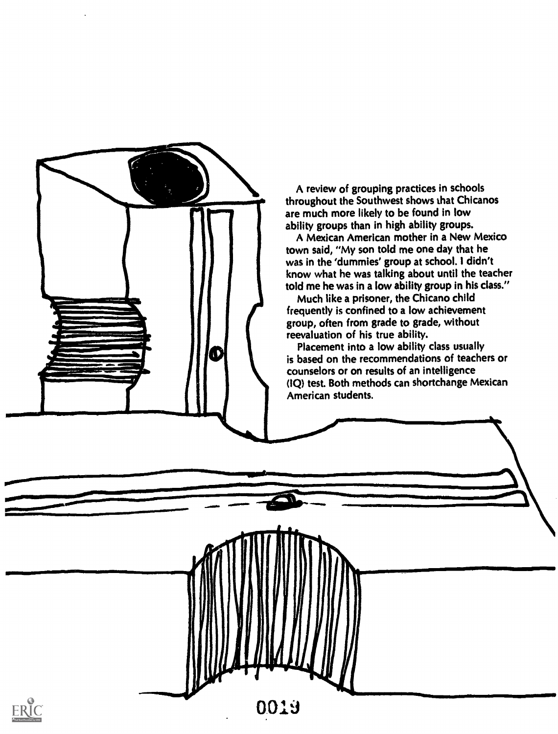A review of grouping practices in schools throughout the Southwest shows that Chicanos are much more likely to be found in low ability groups than in high ability groups.

A Mexican American mother in a New Mexico town said, "My son told me one day that he was in the 'dummies' group at school. I didn't know what he was talking about until the teacher told me he was in a low ability group in his class."

Much like a prisoner, the Chicano child frequently is confined to a low achievement group, often from grade to grade, without reevaluation of his true ability.

Placement into a low ability class usually is based on the recommendations of teachers or counselors or on results of an intelligence (IQ) test. Both methods can shortchange Mexican American students.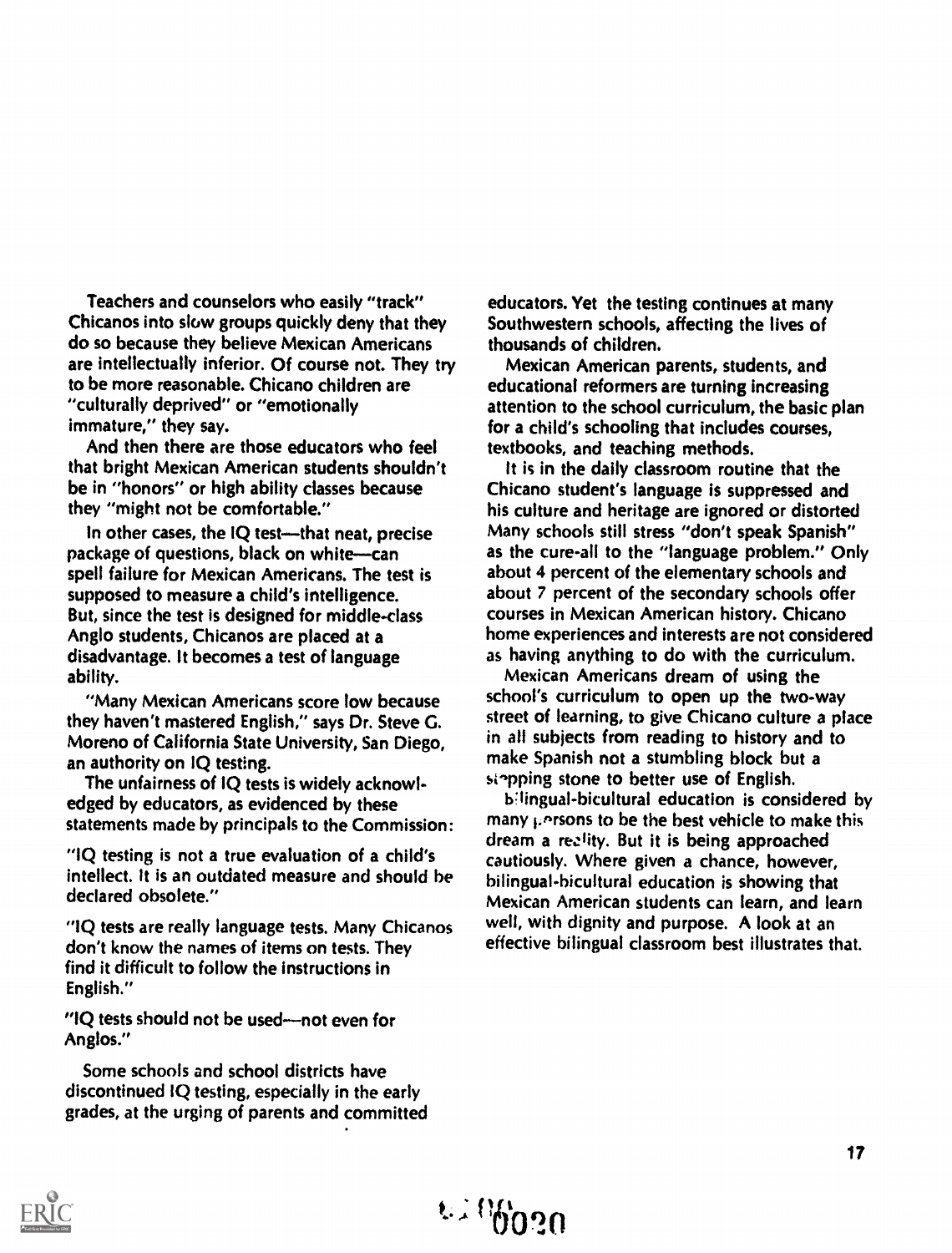Teachers and counselors who easily "track" Chicanos into slow groups quickly deny that they do so because they believe Mexican Americans are intellectually inferior. Of course not. They try to be more reasonable. Chicano children are "culturally deprived" or "emotionally immature," they say.

And then there are those educators who feel that bright Mexican American students shouldn't be in "honors" or high ability classes because they "might not be comfortable."

In other cases, the IQ test—that neat, precise package of questions, black on white—can spell failure for Mexican Americans. The test is supposed to measure a child's intelligence. But, since the test is designed for middle-class Anglo students, Chicanos are placed at a disadvantage. It becomes a test of language ability.

"Many Mexican Americans score low because they haven't mastered English," says Dr. Steve G. Moreno of California State University, San Diego, an authority on IQ testing.

The unfairness of IQ tests is widely acknowledged by educators, as evidenced by these statements made by principals to the Commission:

"IQ testing is not a true evaluation of a child's intellect. It is an outdated measure and should be declared obsolete."

"IQ tests are really language tests. Many Chicanos don't know the names of items on tests. They find it difficult to follow the instructions in English."

"IQ tests should not be used—not even for Anglos."

Some schools and school districts have discontinued IQ testing, especially in the early grades, at the urging of parents and committed educators. Yet the testing continues at many Southwestern schools, affecting the lives of thousands of children.

Mexican American parents, students, and educational reformers are turning increasing attention to the school curriculum, the basic plan for a child's schooling that includes courses, textbooks, and teaching methods.

It is in the daily classroom routine that the Chicano student's language is suppressed and his culture and heritage are ignored or distorted. Many schools still stress "don't speak Spanish" as the cure-all to the "language problem." Only about 4 percent of the elementary schools and about 7 percent of the secondary schools offer courses in Mexican American history. Chicano home experiences and interests are not considered as having anything to do with the curriculum.

Mexican Americans dream of using the school's curriculum to open up the two-way street of learning, to give Chicano culture a place in all subjects from reading to history and to make Spanish not a stumbling block but a stepping stone to better use of English.

Bilingual-bicultural education is considered by many persons to be the best vehicle to make this dream a reality. But it is being approached cautiously. Where given a chance, however, bilingual-bicultural education is showing that Mexican American students can learn, and learn well, with dignity and purpose. A look at an effective bilingual classroom best illustrates that.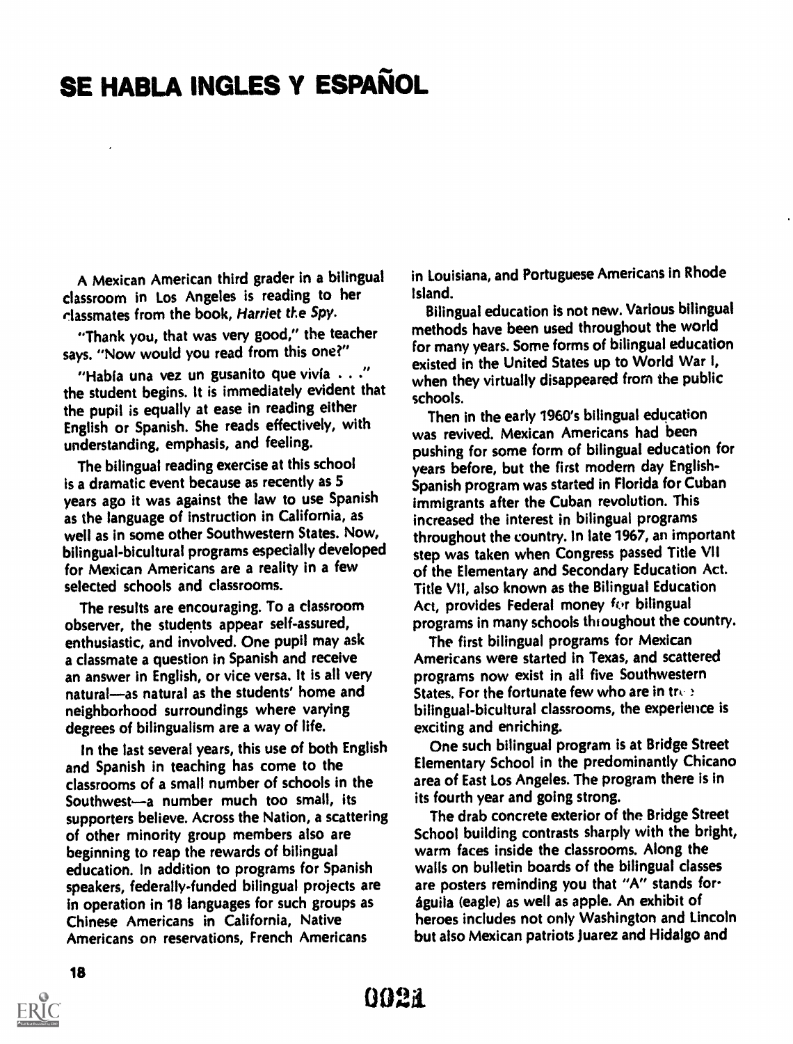# SE HABLA INGLES Y ESPAÑOL

A Mexican American third grader in a bilingual classroom in Los Angeles is reading to her classmates from the book, *Harriet the Spy*.

"Thank you, that was very good," the teacher says. "Now would you read from this one?"

"Había una vez un gusanito que vivía . . ." the student begins. It is immediately evident that the pupil is equally at ease in reading either English or Spanish. She reads effectively, with understanding, emphasis, and feeling.

The bilingual reading exercise at this school is a dramatic event because as recently as 5 years ago it was against the law to use Spanish as the language of instruction in California, as well as in some other Southwestern States. Now, bilingual-bicultural programs especially developed for Mexican Americans are a reality in a few selected schools and classrooms.

The results are encouraging. To a classroom observer, the students appear self-assured, enthusiastic, and involved. One pupil may ask a classmate a question in Spanish and receive an answer in English, or vice versa. It is all very natural—as natural as the students' home and neighborhood surroundings where varying degrees of bilingualism are a way of life.

In the last several years, this use of both English and Spanish in teaching has come to the classrooms of a small number of schools in the Southwest—a number much too small, its supporters believe. Across the Nation, a scattering of other minority group members also are beginning to reap the rewards of bilingual education. In addition to programs for Spanish speakers, federally-funded bilingual projects are in operation in 18 languages for such groups as Chinese Americans in California, Native Americans on reservations, French Americans in Louisiana, and Portuguese Americans in Rhode Island.

Bilingual education is not new. Various bilingual methods have been used throughout the world for many years. Some forms of bilingual education existed in the United States up to World War I, when they virtually disappeared from the public schools.

Then in the early 1960's bilingual education was revived. Mexican Americans had been pushing for some form of bilingual education for years before, but the first modern day English-Spanish program was started in Florida for Cuban immigrants after the Cuban revolution. This increased the interest in bilingual programs throughout the country. In late 1967, an important step was taken when Congress passed Title VII of the Elementary and Secondary Education Act. Title VII, also known as the Bilingual Education Act, provides Federal money for bilingual programs in many schools throughout the country.

The first bilingual programs for Mexican Americans were started in Texas, and scattered programs now exist in all five Southwestern States. For the fortunate few who are in true bilingual-bicultural classrooms, the experience is exciting and enriching.

One such bilingual program is at Bridge Street Elementary School in the predominantly Chicano area of East Los Angeles. The program there is in its fourth year and going strong.

The drab concrete exterior of the Bridge Street School building contrasts sharply with the bright, warm faces inside the classrooms. Along the walls on bulletin boards of the bilingual classes are posters reminding you that "A" stands for águila (eagle) as well as apple. An exhibit of heroes includes not only Washington and Lincoln but also Mexican patriots Juarez and Hidalgo and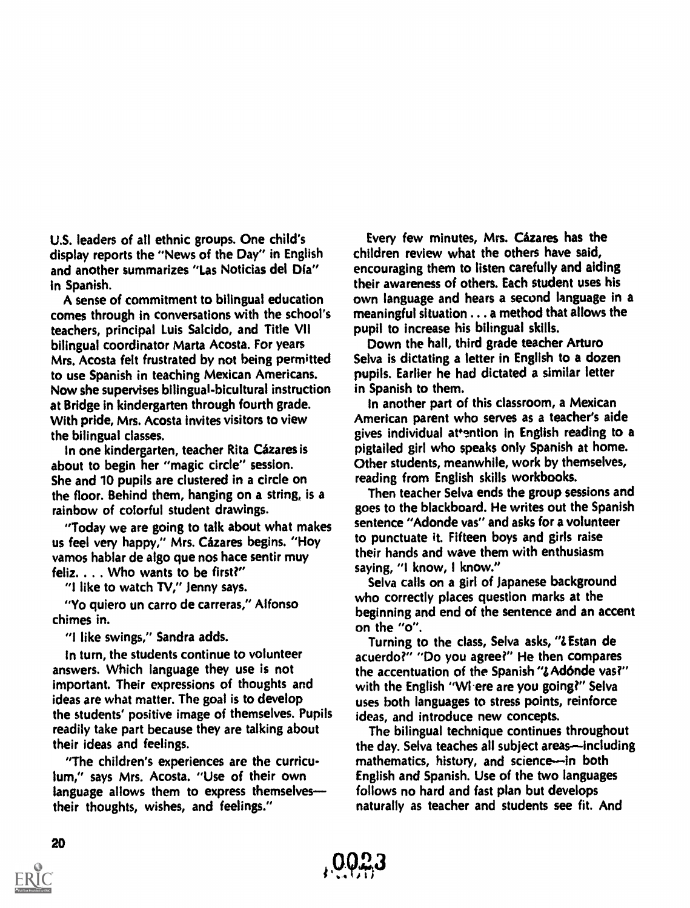U.S. leaders of all ethnic groups. One child's display reports the "News of the Day" in English and another summarizes "Las Noticias del Día" in Spanish.

A sense of commitment to bilingual education comes through in conversations with the school's teachers, principal Luis Salcido, and Title VII bilingual coordinator Marta Acosta. For years Mrs. Acosta felt frustrated by not being permitted to use Spanish in teaching Mexican Americans. Now she supervises bilingual-bicultural instruction at Bridge in kindergarten through fourth grade. With pride, Mrs. Acosta invites visitors to view the bilingual classes.

In one kindergarten, teacher Rita Cázares is about to begin her "magic circle" session. She and 10 pupils are clustered in a circle on the floor. Behind them, hanging on a string, is a rainbow of colorful student drawings.

"Today we are going to talk about what makes us feel very happy," Mrs. Cázares begins. "Hoy vamos hablar de algo que nos hace sentir muy feliz. . . . Who wants to be first?"

"I like to watch TV," Jenny says.

"Yo quiero un carro de carreras," Alfonso chimes in.

"I like swings," Sandra adds.

In turn, the students continue to volunteer answers. Which language they use is not important. Their expressions of thoughts and ideas are what matter. The goal is to develop the students' positive image of themselves. Pupils readily take part because they are talking about their ideas and feelings.

"The children's experiences are the curriculum," says Mrs. Acosta. "Use of their own language allows them to express themselves—their thoughts, wishes, and feelings."

Every few minutes, Mrs. Cázares has the children review what the others have said, encouraging them to listen carefully and aiding their awareness of others. Each student uses his own language and hears a second language in a meaningful situation . . . a method that allows the pupil to increase his bilingual skills.

Down the hall, third grade teacher Arturo Selva is dictating a letter in English to a dozen pupils. Earlier he had dictated a similar letter in Spanish to them.

In another part of this classroom, a Mexican American parent who serves as a teacher's aide gives individual attention in English reading to a pigtailed girl who speaks only Spanish at home. Other students, meanwhile, work by themselves, reading from English skills workbooks.

Then teacher Selva ends the group sessions and goes to the blackboard. He writes out the Spanish sentence "Adonde vas" and asks for a volunteer to punctuate it. Fifteen boys and girls raise their hands and wave them with enthusiasm saying, "I know, I know."

Selva calls on a girl of Japanese background who correctly places question marks at the beginning and end of the sentence and an accent on the "o".

Turning to the class, Selva asks, "¿Estan de acuerdo?" "Do you agree?" He then compares the accentuation of the Spanish "¿Adónde vas?" with the English "Where are you going?" Selva uses both languages to stress points, reinforce ideas, and introduce new concepts.

The bilingual technique continues throughout the day. Selva teaches all subject areas—including mathematics, history, and science—in both English and Spanish. Use of the two languages follows no hard and fast plan but develops naturally as teacher and students see fit. And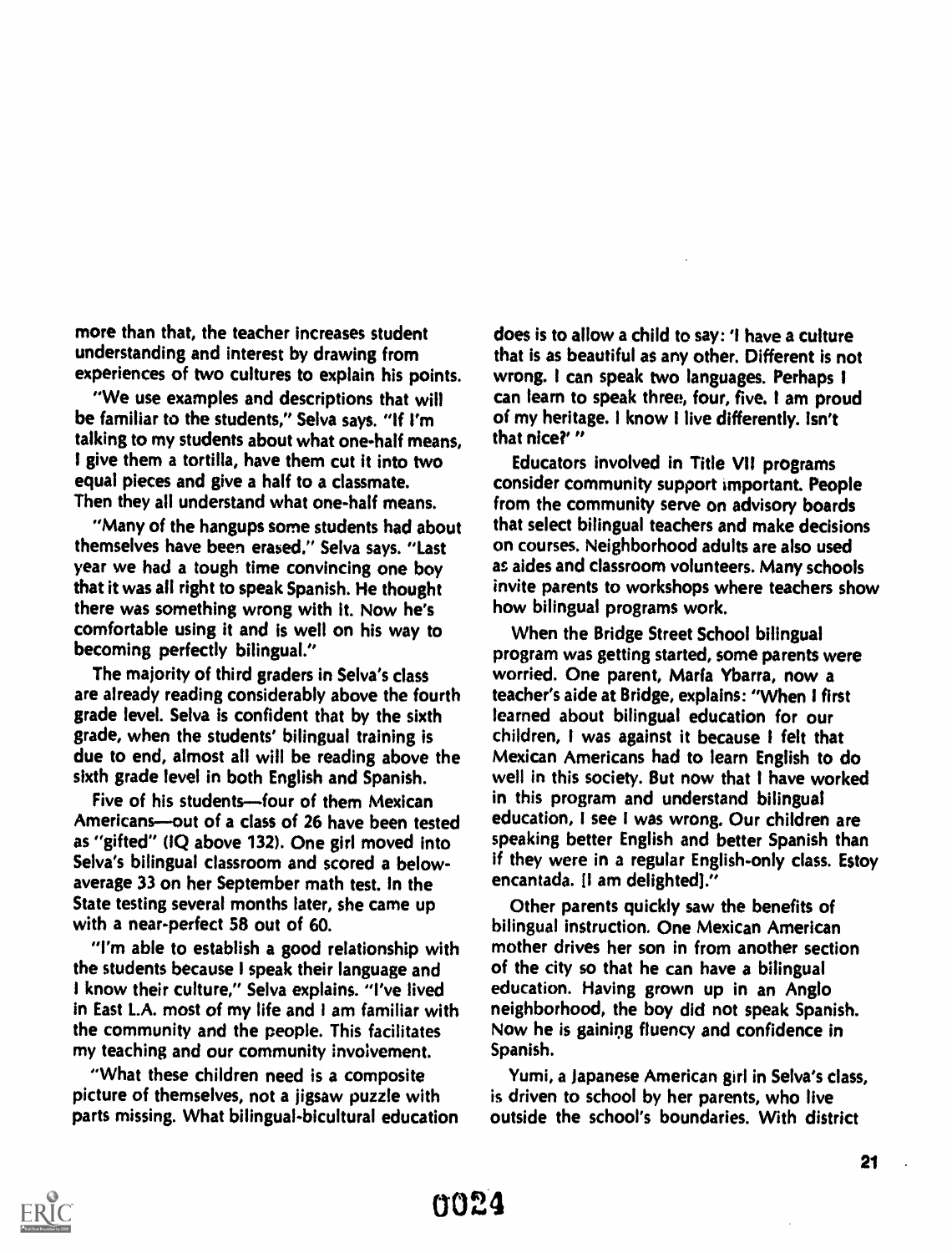more than that, the teacher increases student understanding and interest by drawing from experiences of two cultures to explain his points.

"We use examples and descriptions that will be familiar to the students," Selva says. "If I'm talking to my students about what one-half means, I give them a tortilla, have them cut it into two equal pieces and give a half to a classmate. Then they all understand what one-half means.

"Many of the hangups some students had about themselves have been erased," Selva says. "Last year we had a tough time convincing one boy that it was all right to speak Spanish. He thought there was something wrong with it. Now he's comfortable using it and is well on his way to becoming perfectly bilingual."

The majority of third graders in Selva's class are already reading considerably above the fourth grade level. Selva is confident that by the sixth grade, when the students' bilingual training is due to end, almost all will be reading above the sixth grade level in both English and Spanish.

Five of his students—four of them Mexican Americans—out of a class of 26 have been tested as "gifted" (IQ above 132). One girl moved into Selva's bilingual classroom and scored a below-average 33 on her September math test. In the State testing several months later, she came up with a near-perfect 58 out of 60.

"I'm able to establish a good relationship with the students because I speak their language and I know their culture," Selva explains. "I've lived in East L.A. most of my life and I am familiar with the community and the people. This facilitates my teaching and our community involvement.

"What these children need is a composite picture of themselves, not a jigsaw puzzle with parts missing. What bilingual-bicultural education does is to allow a child to say: 'I have a culture that is as beautiful as any other. Different is not wrong. I can speak two languages. Perhaps I can learn to speak three, four, five. I am proud of my heritage. I know I live differently. Isn't that nice?' "

Educators involved in Title VII programs consider community support important. People from the community serve on advisory boards that select bilingual teachers and make decisions on courses. Neighborhood adults are also used as aides and classroom volunteers. Many schools invite parents to workshops where teachers show how bilingual programs work.

When the Bridge Street School bilingual program was getting started, some parents were worried. One parent, María Ybarra, now a teacher's aide at Bridge, explains: "When I first learned about bilingual education for our children, I was against it because I felt that Mexican Americans had to learn English to do well in this society. But now that I have worked in this program and understand bilingual education, I see I was wrong. Our children are speaking better English and better Spanish than if they were in a regular English-only class. Estoy encantada. [I am delighted]."

Other parents quickly saw the benefits of bilingual instruction. One Mexican American mother drives her son in from another section of the city so that he can have a bilingual education. Having grown up in an Anglo neighborhood, the boy did not speak Spanish. Now he is gaining fluency and confidence in Spanish.

Yumi, a Japanese American girl in Selva's class, is driven to school by her parents, who live outside the school's boundaries. With district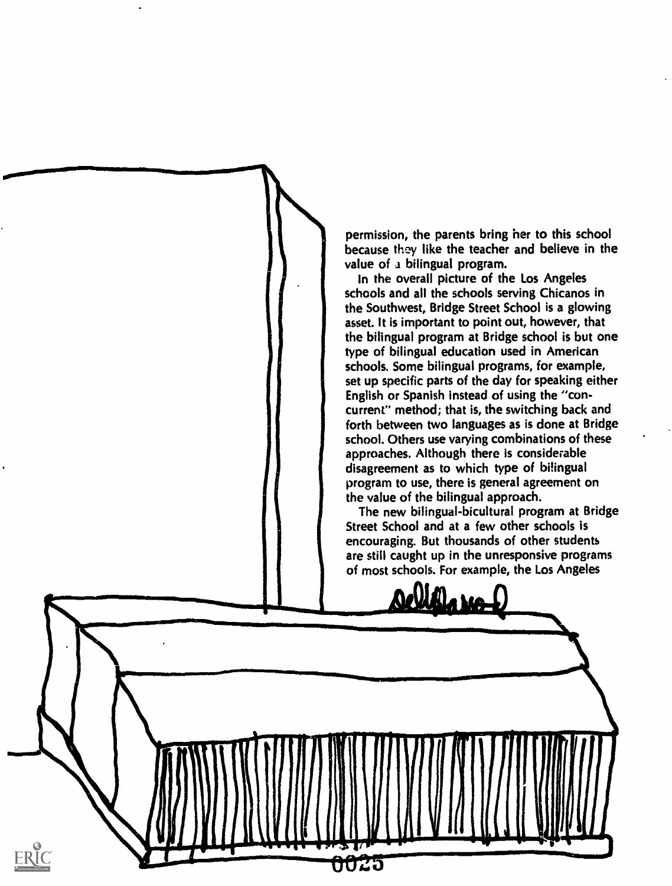permission, the parents bring her to this school because they like the teacher and believe in the value of a bilingual program.

In the overall picture of the Los Angeles schools and all the schools serving Chicanos in the Southwest, Bridge Street School is a glowing asset. It is important to point out, however, that the bilingual program at Bridge school is but one type of bilingual education used in American schools. Some bilingual programs, for example, set up specific parts of the day for speaking either English or Spanish instead of using the "concurrent" method; that is, the switching back and forth between two languages as is done at Bridge school. Others use varying combinations of these approaches. Although there is considerable disagreement as to which type of bilingual program to use, there is general agreement on the value of the bilingual approach.

The new bilingual-bicultural program at Bridge Street School and at a few other schools is encouraging. But thousands of other students are still caught up in the unresponsive programs of most schools. For example, the Los Angeles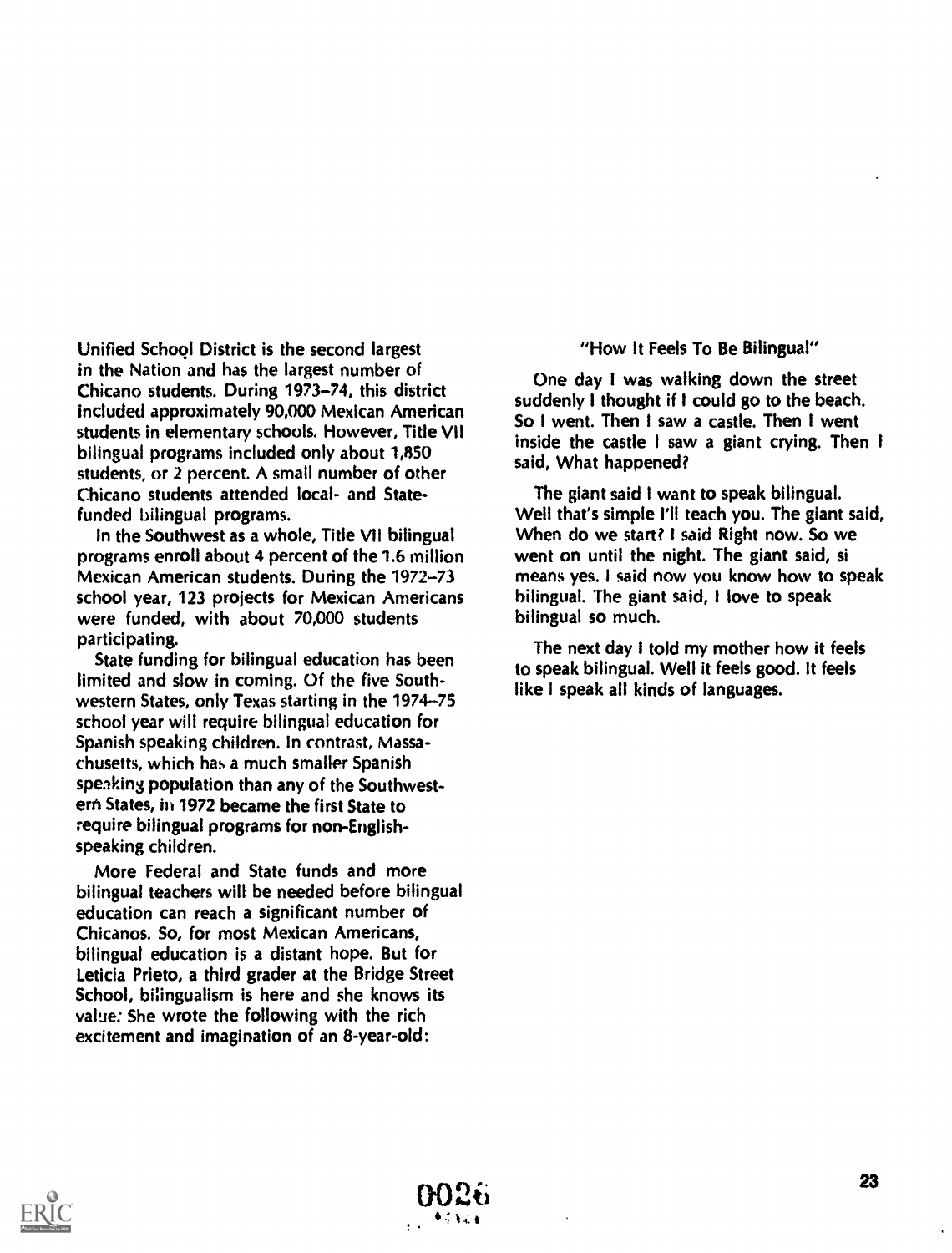Unified School District is the second largest in the Nation and has the largest number of Chicano students. During 1973–74, this district included approximately 90,000 Mexican American students in elementary schools. However, Title VII bilingual programs included only about 1,850 students, or 2 percent. A small number of other Chicano students attended local- and State-funded bilingual programs.

In the Southwest as a whole, Title VII bilingual programs enroll about 4 percent of the 1.6 million Mexican American students. During the 1972–73 school year, 123 projects for Mexican Americans were funded, with about 70,000 students participating.

State funding for bilingual education has been limited and slow in coming. Of the five Southwestern States, only Texas starting in the 1974–75 school year will require bilingual education for Spanish speaking children. In contrast, Massachusetts, which has a much smaller Spanish speaking population than any of the Southwestern States, in 1972 became the first State to require bilingual programs for non-English-speaking children.

More Federal and State funds and more bilingual teachers will be needed before bilingual education can reach a significant number of Chicanos. So, for most Mexican Americans, bilingual education is a distant hope. But for Leticia Prieto, a third grader at the Bridge Street School, bilingualism is here and she knows its value: She wrote the following with the rich excitement and imagination of an 8-year-old:

"How It Feels To Be Bilingual"

One day I was walking down the street suddenly I thought if I could go to the beach. So I went. Then I saw a castle. Then I went inside the castle I saw a giant crying. Then I said, What happened?

The giant said I want to speak bilingual. Well that's simple I'll teach you. The giant said, When do we start? I said Right now. So we went on until the night. The giant said, si means yes. I said now you know how to speak bilingual. The giant said, I love to speak bilingual so much.

The next day I told my mother how it feels to speak bilingual. Well it feels good. It feels like I speak all kinds of languages.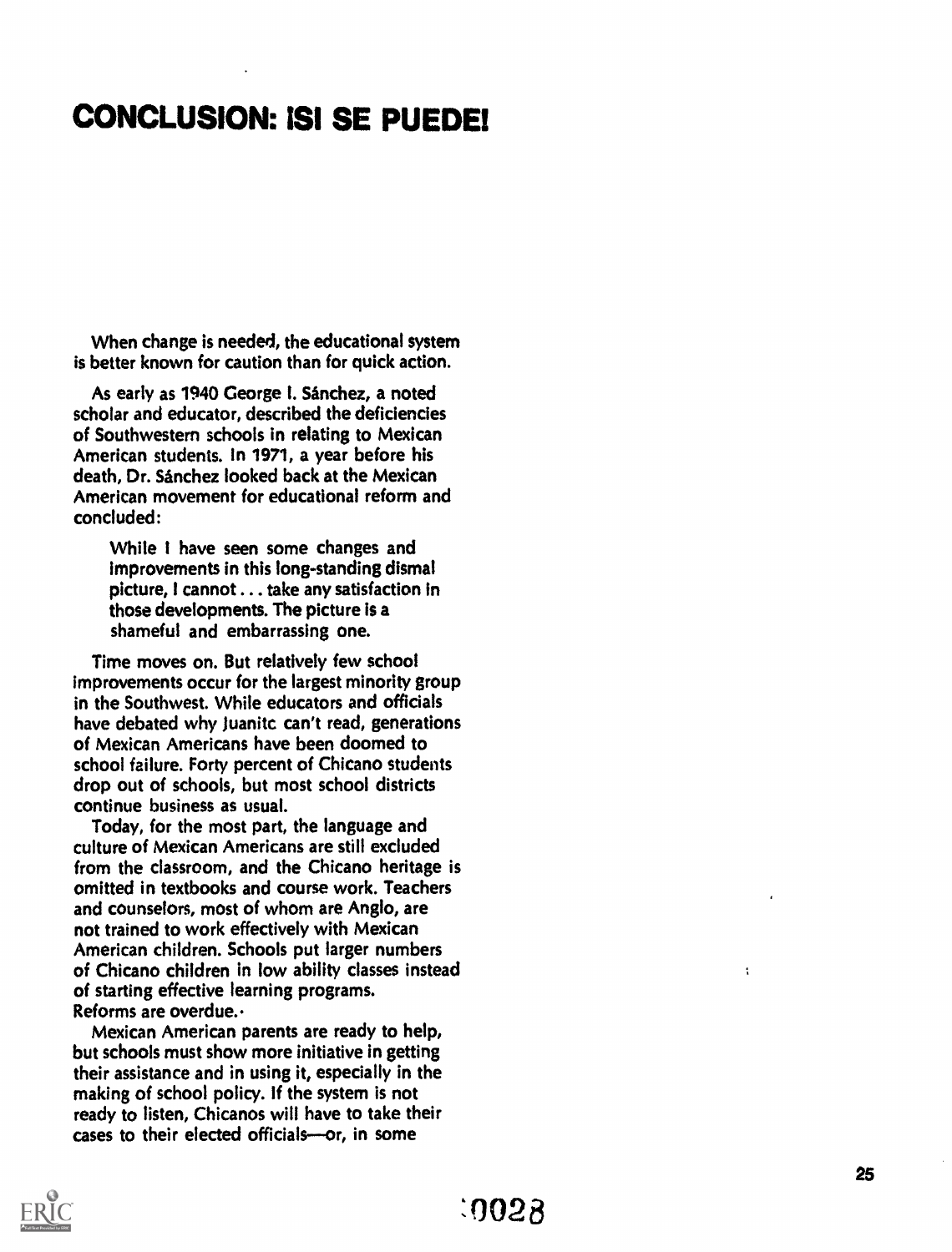# CONCLUSION: ¡SI SE PUEDE!

When change is needed, the educational system is better known for caution than for quick action.

As early as 1940 George I. Sánchez, a noted scholar and educator, described the deficiencies of Southwestern schools in relating to Mexican American students. In 1971, a year before his death, Dr. Sánchez looked back at the Mexican American movement for educational reform and concluded:

> While I have seen some changes and improvements in this long-standing dismal picture, I cannot . . . take any satisfaction in those developments. The picture is a shameful and embarrassing one.

Time moves on. But relatively few school improvements occur for the largest minority group in the Southwest. While educators and officials have debated why Juanita can't read, generations of Mexican Americans have been doomed to school failure. Forty percent of Chicano students drop out of schools, but most school districts continue business as usual.

Today, for the most part, the language and culture of Mexican Americans are still excluded from the classroom, and the Chicano heritage is omitted in textbooks and course work. Teachers and counselors, most of whom are Anglo, are not trained to work effectively with Mexican American children. Schools put larger numbers of Chicano children in low ability classes instead of starting effective learning programs. Reforms are overdue.

Mexican American parents are ready to help, but schools must show more initiative in getting their assistance and in using it, especially in the making of school policy. If the system is not ready to listen, Chicanos will have to take their cases to their elected officials—or, in some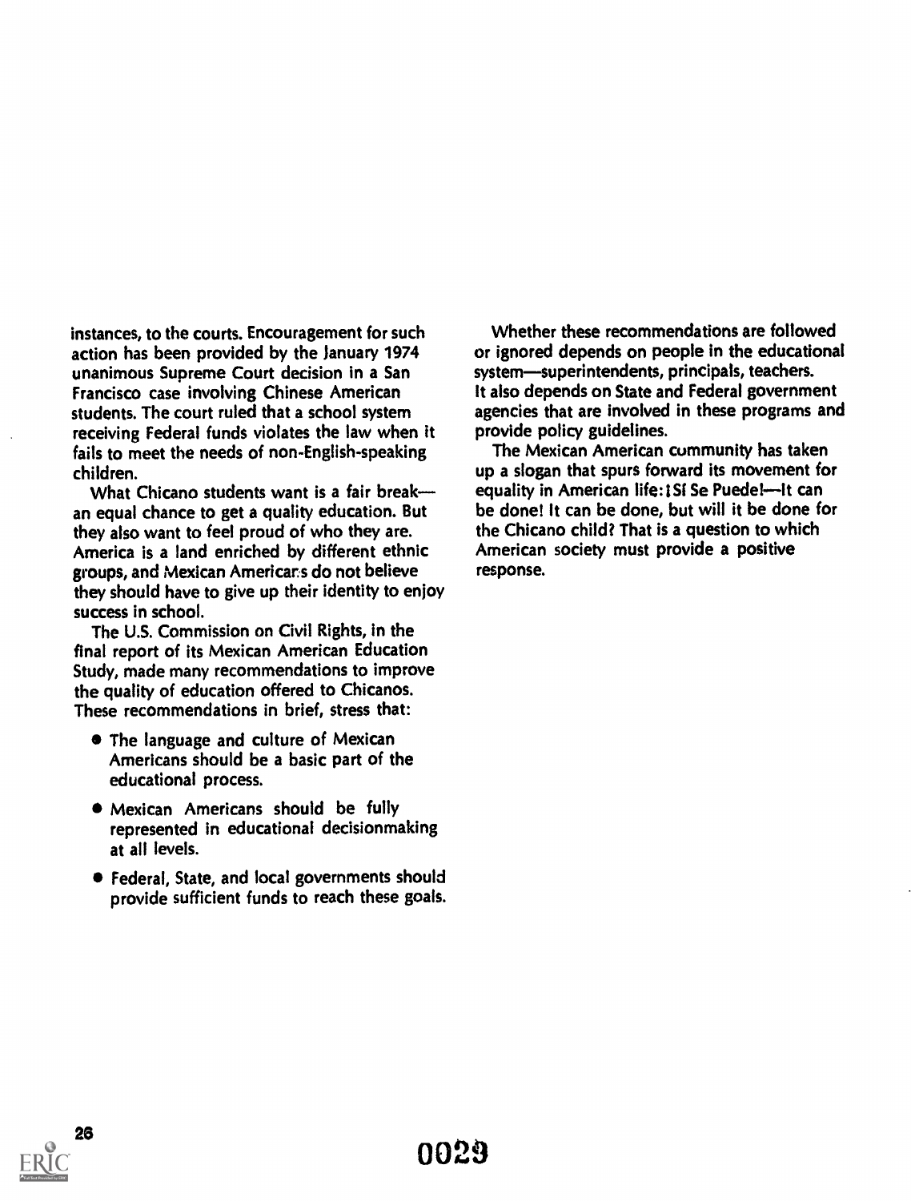instances, to the courts. Encouragement for such action has been provided by the January 1974 unanimous Supreme Court decision in a San Francisco case involving Chinese American students. The court ruled that a school system receiving Federal funds violates the law when it fails to meet the needs of non-English-speaking children.

What Chicano students want is a fair break—an equal chance to get a quality education. But they also want to feel proud of who they are. America is a land enriched by different ethnic groups, and Mexican Americans do not believe they should have to give up their identity to enjoy success in school.

The U.S. Commission on Civil Rights, in the final report of its Mexican American Education Study, made many recommendations to improve the quality of education offered to Chicanos. These recommendations in brief, stress that:

- The language and culture of Mexican Americans should be a basic part of the educational process.
- Mexican Americans should be fully represented in educational decisionmaking at all levels.
- Federal, State, and local governments should provide sufficient funds to reach these goals.

Whether these recommendations are followed or ignored depends on people in the educational system—superintendents, principals, teachers. It also depends on State and Federal government agencies that are involved in these programs and provide policy guidelines.

The Mexican American community has taken up a slogan that spurs forward its movement for equality in American life: ¡Sí Se Puede!—It can be done! It can be done, but will it be done for the Chicano child? That is a question to which American society must provide a positive response.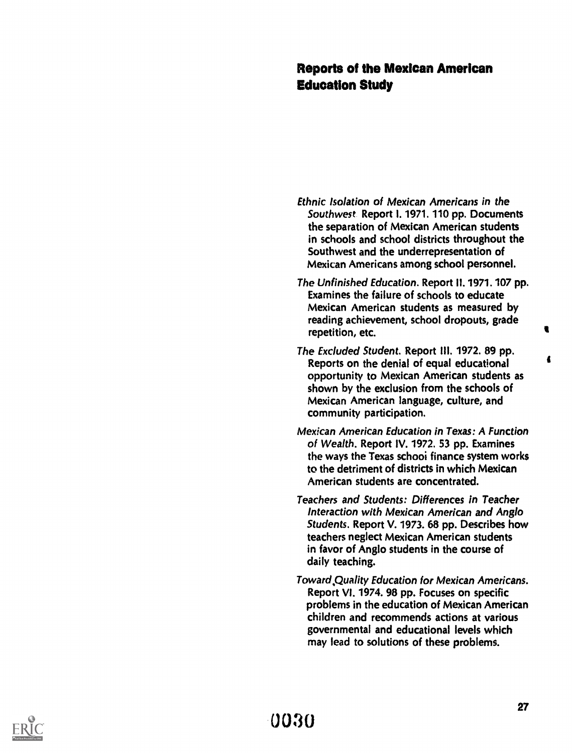## Reports of the Mexican American Education Study

*Ethnic Isolation of Mexican Americans in the Southwest*. Report I. 1971. 110 pp. Documents the separation of Mexican American students in schools and school districts throughout the Southwest and the underrepresentation of Mexican Americans among school personnel.

*The Unfinished Education*. Report II. 1971. 107 pp. Examines the failure of schools to educate Mexican American students as measured by reading achievement, school dropouts, grade repetition, etc.

*The Excluded Student*. Report III. 1972. 89 pp. Reports on the denial of equal educational opportunity to Mexican American students as shown by the exclusion from the schools of Mexican American language, culture, and community participation.

*Mexican American Education in Texas: A Function of Wealth*. Report IV. 1972. 53 pp. Examines the ways the Texas school finance system works to the detriment of districts in which Mexican American students are concentrated.

*Teachers and Students: Differences in Teacher Interaction with Mexican American and Anglo Students*. Report V. 1973. 68 pp. Describes how teachers neglect Mexican American students in favor of Anglo students in the course of daily teaching.

*Toward Quality Education for Mexican Americans*. Report VI. 1974. 98 pp. Focuses on specific problems in the education of Mexican American children and recommends actions at various governmental and educational levels which may lead to solutions of these problems.